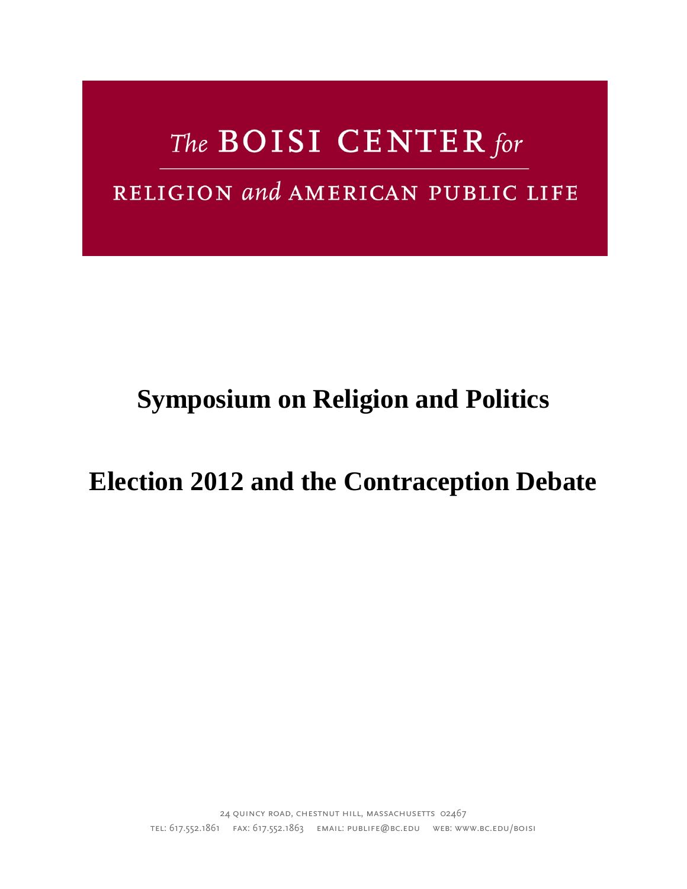# The BOISI CENTER for

## RELIGION *and* AMERICAN PUBLIC LIFE

# Symposium on Religion and Politics

# Election 2012 and the Contraception Debate

24 QUINCY ROAD, CHESTNUT HILL, MASSACHUSETTS 02467

TEL: 617.552.1861 FAX: 617.552.1863 EMAIL: PUBLIFE@BC.EDU WEB: WWW.BC.EDU/BOISI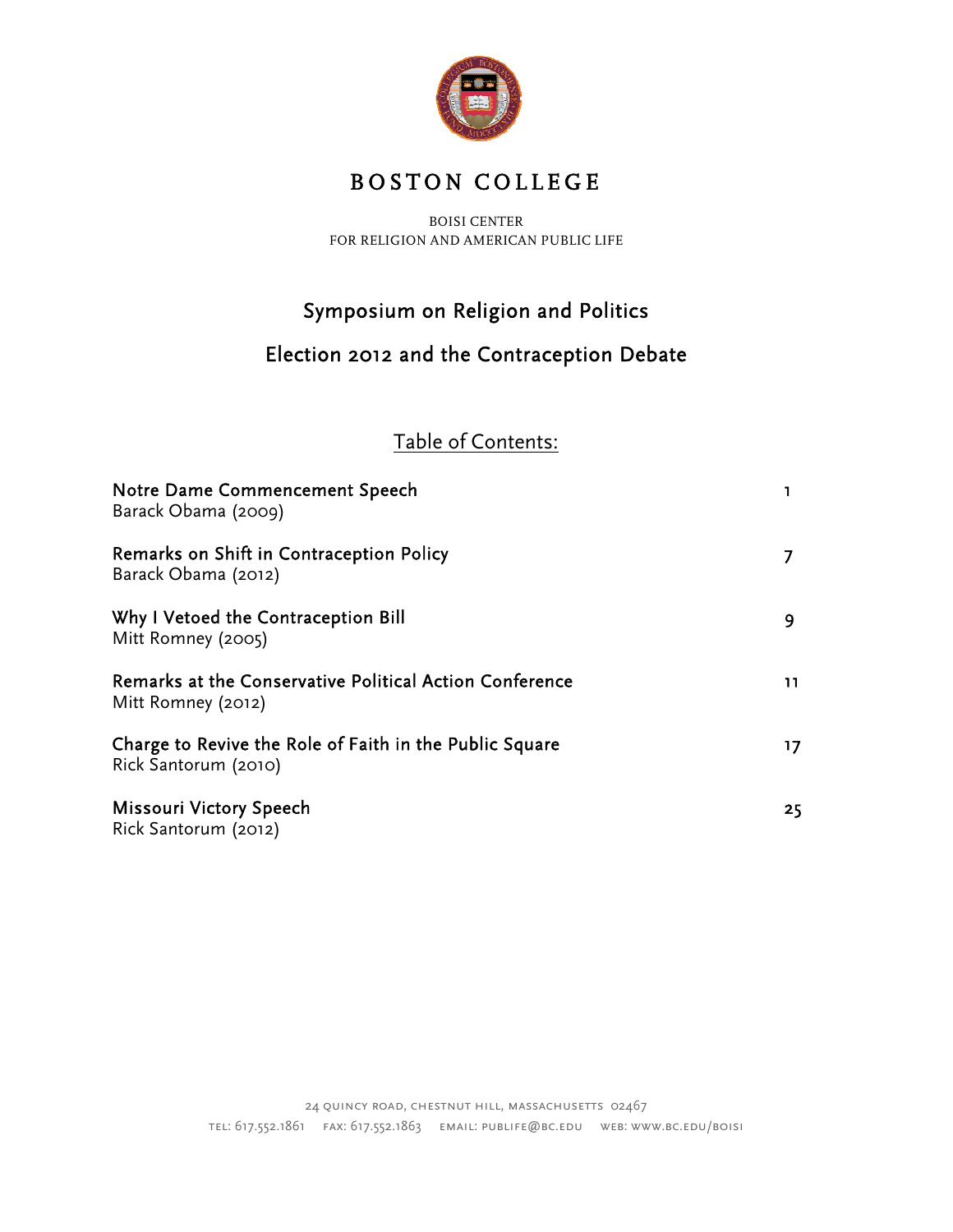# BOSTON COLLEGE

BOISI CENTER
FOR RELIGION AND AMERICAN PUBLIC LIFE

## Symposium on Religion and Politics

## Election 2012 and the Contraception Debate

Table of Contents:

| | |
|---|---|
| Notre Dame Commencement Speech<br>Barack Obama (2009) | 1 |
| Remarks on Shift in Contraception Policy<br>Barack Obama (2012) | 7 |
| Why I Vetoed the Contraception Bill<br>Mitt Romney (2005) | 9 |
| Remarks at the Conservative Political Action Conference<br>Mitt Romney (2012) | 11 |
| Charge to Revive the Role of Faith in the Public Square<br>Rick Santorum (2010) | 17 |
| Missouri Victory Speech<br>Rick Santorum (2012) | 25 |

24 QUINCY ROAD, CHESTNUT HILL, MASSACHUSETTS 02467
TEL: 617.552.1861 FAX: 617.552.1863 EMAIL: PUBLIFE@BC.EDU WEB: WWW.BC.EDU/BOISI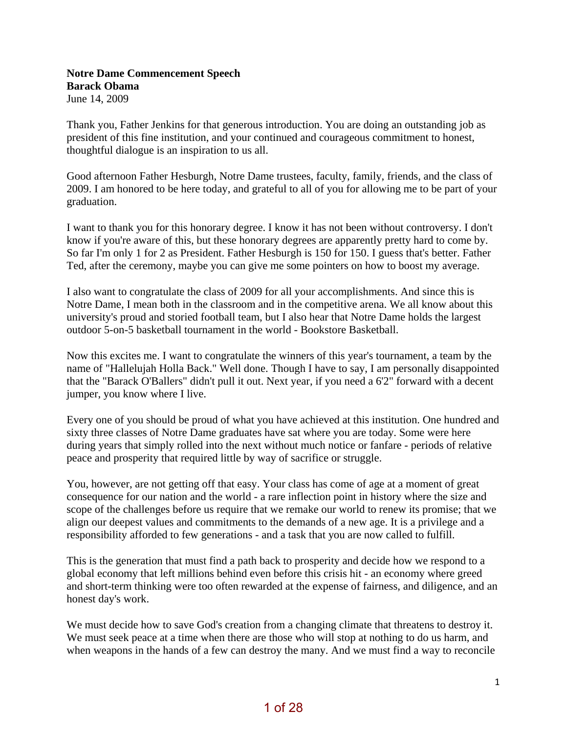**Notre Dame Commencement Speech**
**Barack Obama**
June 14, 2009

Thank you, Father Jenkins for that generous introduction. You are doing an outstanding job as president of this fine institution, and your continued and courageous commitment to honest, thoughtful dialogue is an inspiration to us all.

Good afternoon Father Hesburgh, Notre Dame trustees, faculty, family, friends, and the class of 2009. I am honored to be here today, and grateful to all of you for allowing me to be part of your graduation.

I want to thank you for this honorary degree. I know it has not been without controversy. I don't know if you're aware of this, but these honorary degrees are apparently pretty hard to come by. So far I'm only 1 for 2 as President. Father Hesburgh is 150 for 150. I guess that's better. Father Ted, after the ceremony, maybe you can give me some pointers on how to boost my average.

I also want to congratulate the class of 2009 for all your accomplishments. And since this is Notre Dame, I mean both in the classroom and in the competitive arena. We all know about this university's proud and storied football team, but I also hear that Notre Dame holds the largest outdoor 5-on-5 basketball tournament in the world - Bookstore Basketball.

Now this excites me. I want to congratulate the winners of this year's tournament, a team by the name of "Hallelujah Holla Back." Well done. Though I have to say, I am personally disappointed that the "Barack O'Ballers" didn't pull it out. Next year, if you need a 6'2" forward with a decent jumper, you know where I live.

Every one of you should be proud of what you have achieved at this institution. One hundred and sixty three classes of Notre Dame graduates have sat where you are today. Some were here during years that simply rolled into the next without much notice or fanfare - periods of relative peace and prosperity that required little by way of sacrifice or struggle.

You, however, are not getting off that easy. Your class has come of age at a moment of great consequence for our nation and the world - a rare inflection point in history where the size and scope of the challenges before us require that we remake our world to renew its promise; that we align our deepest values and commitments to the demands of a new age. It is a privilege and a responsibility afforded to few generations - and a task that you are now called to fulfill.

This is the generation that must find a path back to prosperity and decide how we respond to a global economy that left millions behind even before this crisis hit - an economy where greed and short-term thinking were too often rewarded at the expense of fairness, and diligence, and an honest day's work.

We must decide how to save God's creation from a changing climate that threatens to destroy it. We must seek peace at a time when there are those who will stop at nothing to do us harm, and when weapons in the hands of a few can destroy the many. And we must find a way to reconcile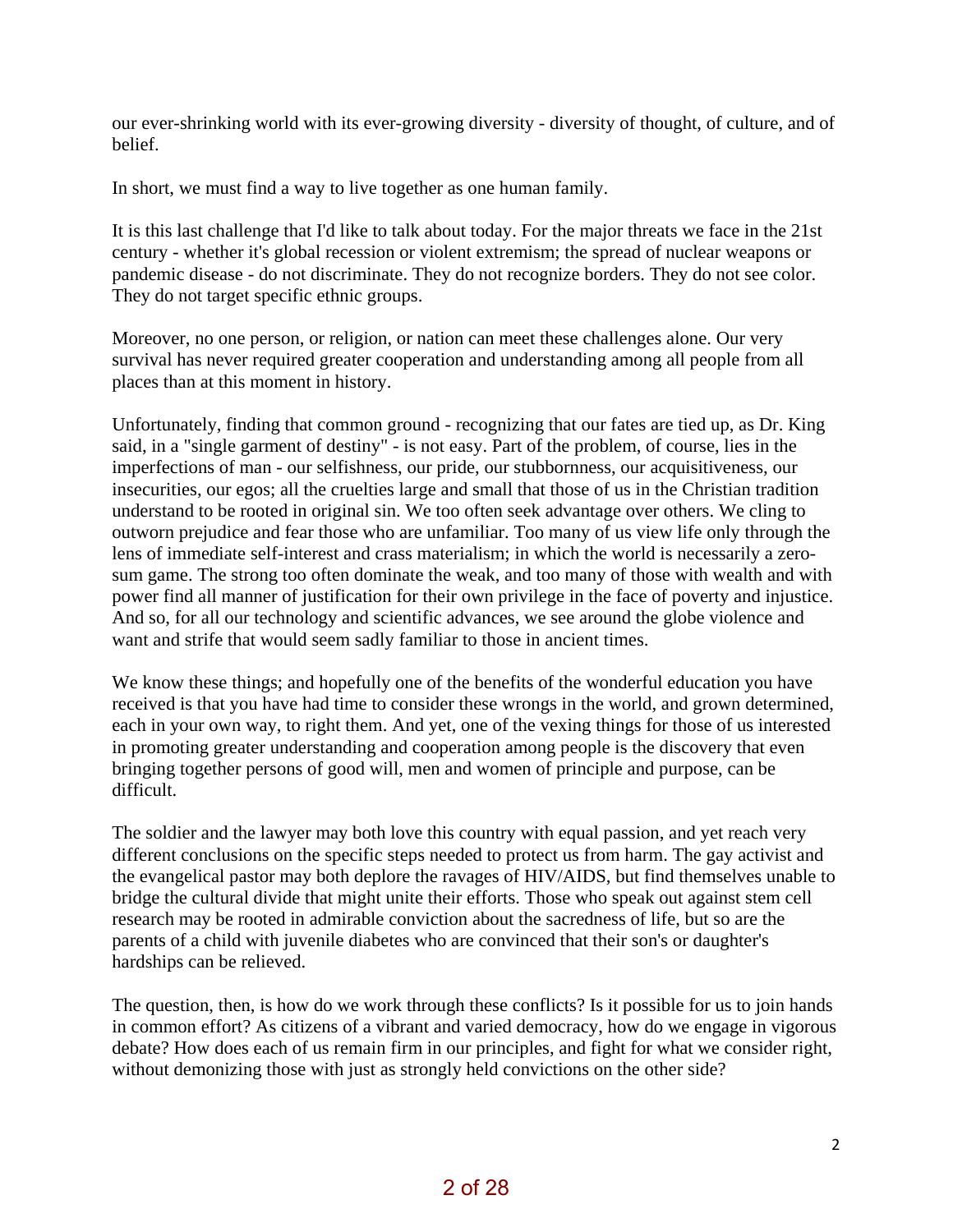our ever-shrinking world with its ever-growing diversity - diversity of thought, of culture, and of belief.

In short, we must find a way to live together as one human family.

It is this last challenge that I'd like to talk about today. For the major threats we face in the 21st century - whether it's global recession or violent extremism; the spread of nuclear weapons or pandemic disease - do not discriminate. They do not recognize borders. They do not see color. They do not target specific ethnic groups.

Moreover, no one person, or religion, or nation can meet these challenges alone. Our very survival has never required greater cooperation and understanding among all people from all places than at this moment in history.

Unfortunately, finding that common ground - recognizing that our fates are tied up, as Dr. King said, in a "single garment of destiny" - is not easy. Part of the problem, of course, lies in the imperfections of man - our selfishness, our pride, our stubbornness, our acquisitiveness, our insecurities, our egos; all the cruelties large and small that those of us in the Christian tradition understand to be rooted in original sin. We too often seek advantage over others. We cling to outworn prejudice and fear those who are unfamiliar. Too many of us view life only through the lens of immediate self-interest and crass materialism; in which the world is necessarily a zero-sum game. The strong too often dominate the weak, and too many of those with wealth and with power find all manner of justification for their own privilege in the face of poverty and injustice. And so, for all our technology and scientific advances, we see around the globe violence and want and strife that would seem sadly familiar to those in ancient times.

We know these things; and hopefully one of the benefits of the wonderful education you have received is that you have had time to consider these wrongs in the world, and grown determined, each in your own way, to right them. And yet, one of the vexing things for those of us interested in promoting greater understanding and cooperation among people is the discovery that even bringing together persons of good will, men and women of principle and purpose, can be difficult.

The soldier and the lawyer may both love this country with equal passion, and yet reach very different conclusions on the specific steps needed to protect us from harm. The gay activist and the evangelical pastor may both deplore the ravages of HIV/AIDS, but find themselves unable to bridge the cultural divide that might unite their efforts. Those who speak out against stem cell research may be rooted in admirable conviction about the sacredness of life, but so are the parents of a child with juvenile diabetes who are convinced that their son's or daughter's hardships can be relieved.

The question, then, is how do we work through these conflicts? Is it possible for us to join hands in common effort? As citizens of a vibrant and varied democracy, how do we engage in vigorous debate? How does each of us remain firm in our principles, and fight for what we consider right, without demonizing those with just as strongly held convictions on the other side?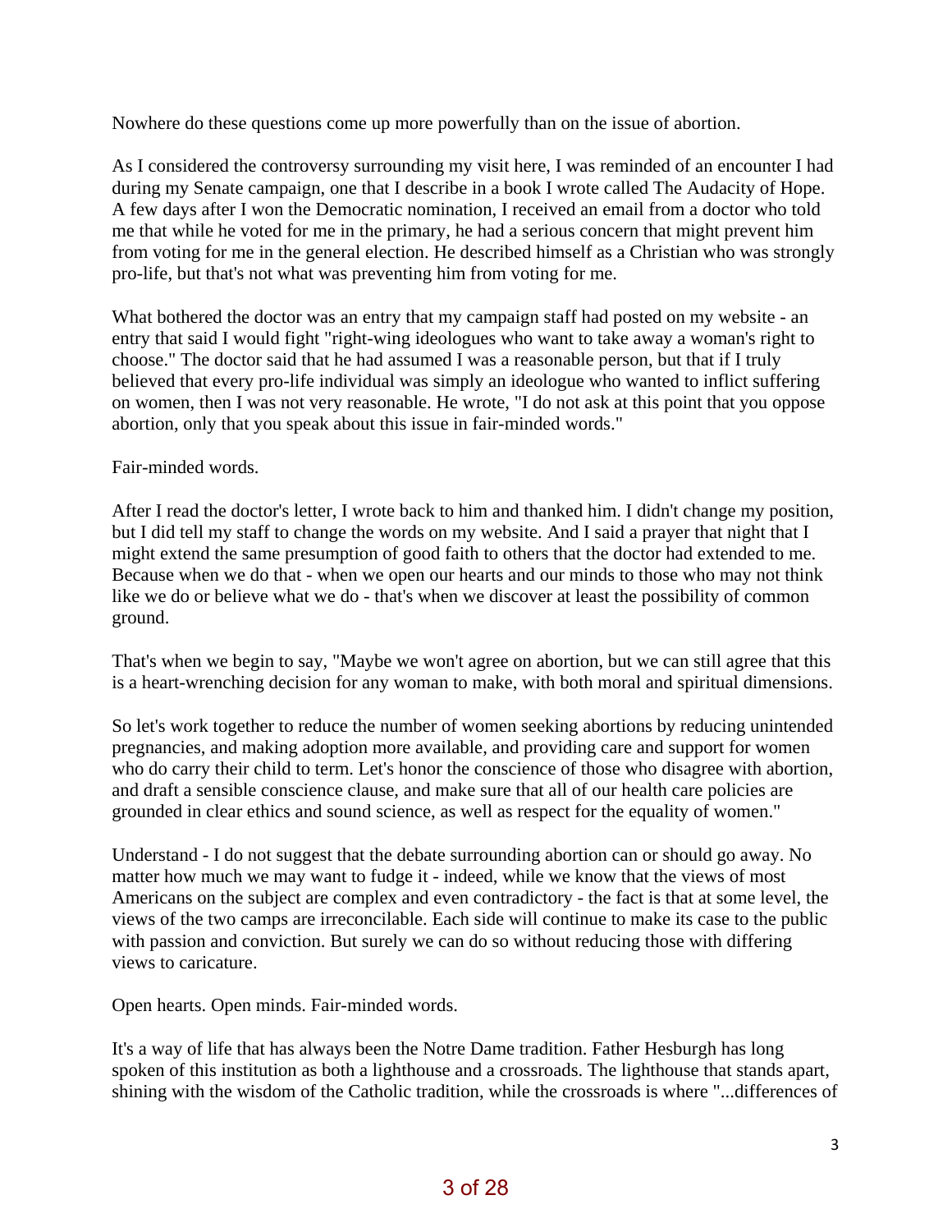Nowhere do these questions come up more powerfully than on the issue of abortion.

As I considered the controversy surrounding my visit here, I was reminded of an encounter I had during my Senate campaign, one that I describe in a book I wrote called The Audacity of Hope. A few days after I won the Democratic nomination, I received an email from a doctor who told me that while he voted for me in the primary, he had a serious concern that might prevent him from voting for me in the general election. He described himself as a Christian who was strongly pro-life, but that's not what was preventing him from voting for me.

What bothered the doctor was an entry that my campaign staff had posted on my website - an entry that said I would fight "right-wing ideologues who want to take away a woman's right to choose." The doctor said that he had assumed I was a reasonable person, but that if I truly believed that every pro-life individual was simply an ideologue who wanted to inflict suffering on women, then I was not very reasonable. He wrote, "I do not ask at this point that you oppose abortion, only that you speak about this issue in fair-minded words."

Fair-minded words.

After I read the doctor's letter, I wrote back to him and thanked him. I didn't change my position, but I did tell my staff to change the words on my website. And I said a prayer that night that I might extend the same presumption of good faith to others that the doctor had extended to me. Because when we do that - when we open our hearts and our minds to those who may not think like we do or believe what we do - that's when we discover at least the possibility of common ground.

That's when we begin to say, "Maybe we won't agree on abortion, but we can still agree that this is a heart-wrenching decision for any woman to make, with both moral and spiritual dimensions.

So let's work together to reduce the number of women seeking abortions by reducing unintended pregnancies, and making adoption more available, and providing care and support for women who do carry their child to term. Let's honor the conscience of those who disagree with abortion, and draft a sensible conscience clause, and make sure that all of our health care policies are grounded in clear ethics and sound science, as well as respect for the equality of women."

Understand - I do not suggest that the debate surrounding abortion can or should go away. No matter how much we may want to fudge it - indeed, while we know that the views of most Americans on the subject are complex and even contradictory - the fact is that at some level, the views of the two camps are irreconcilable. Each side will continue to make its case to the public with passion and conviction. But surely we can do so without reducing those with differing views to caricature.

Open hearts. Open minds. Fair-minded words.

It's a way of life that has always been the Notre Dame tradition. Father Hesburgh has long spoken of this institution as both a lighthouse and a crossroads. The lighthouse that stands apart, shining with the wisdom of the Catholic tradition, while the crossroads is where "...differences of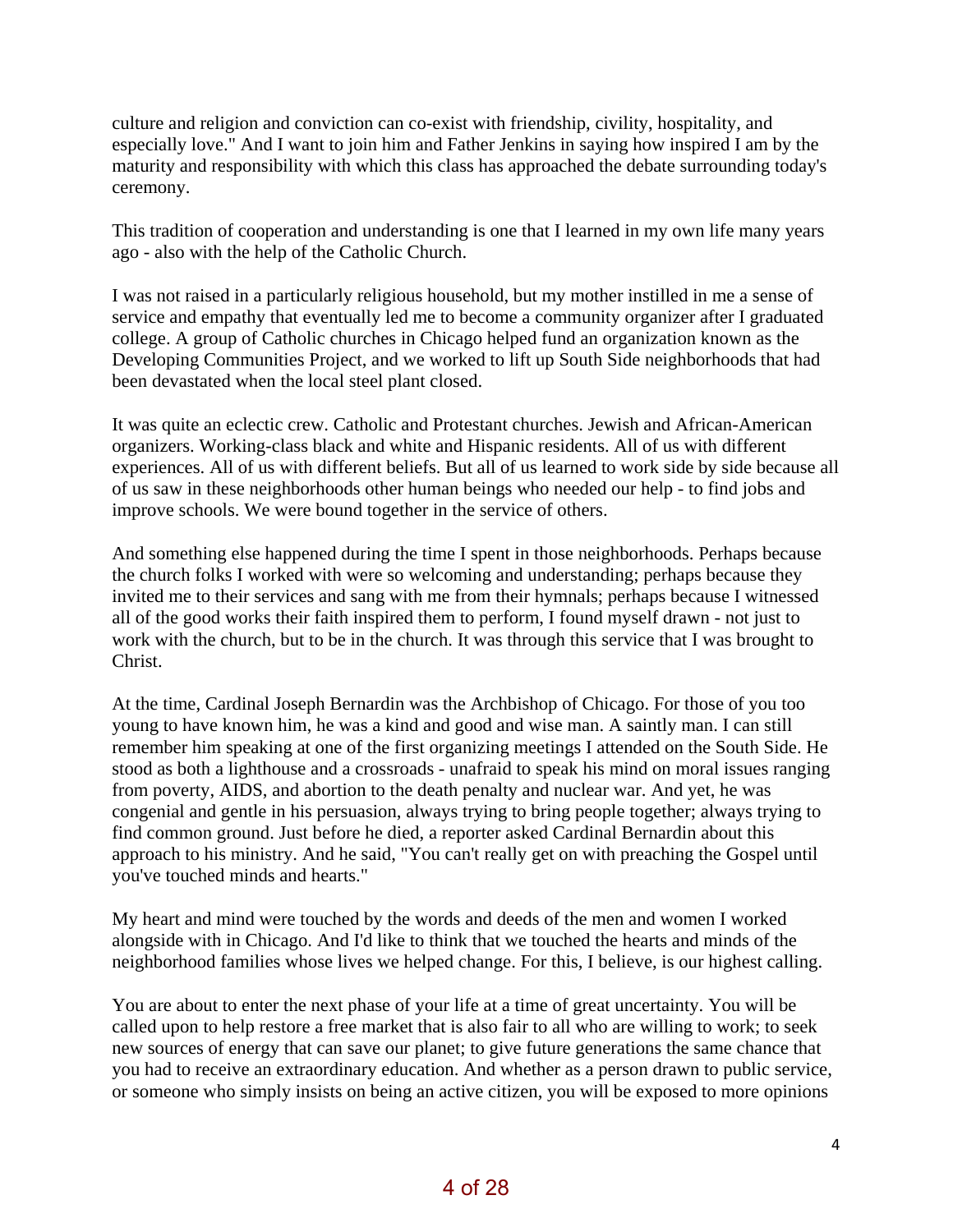culture and religion and conviction can co-exist with friendship, civility, hospitality, and especially love." And I want to join him and Father Jenkins in saying how inspired I am by the maturity and responsibility with which this class has approached the debate surrounding today's ceremony.

This tradition of cooperation and understanding is one that I learned in my own life many years ago - also with the help of the Catholic Church.

I was not raised in a particularly religious household, but my mother instilled in me a sense of service and empathy that eventually led me to become a community organizer after I graduated college. A group of Catholic churches in Chicago helped fund an organization known as the Developing Communities Project, and we worked to lift up South Side neighborhoods that had been devastated when the local steel plant closed.

It was quite an eclectic crew. Catholic and Protestant churches. Jewish and African-American organizers. Working-class black and white and Hispanic residents. All of us with different experiences. All of us with different beliefs. But all of us learned to work side by side because all of us saw in these neighborhoods other human beings who needed our help - to find jobs and improve schools. We were bound together in the service of others.

And something else happened during the time I spent in those neighborhoods. Perhaps because the church folks I worked with were so welcoming and understanding; perhaps because they invited me to their services and sang with me from their hymnals; perhaps because I witnessed all of the good works their faith inspired them to perform, I found myself drawn - not just to work with the church, but to be in the church. It was through this service that I was brought to Christ.

At the time, Cardinal Joseph Bernardin was the Archbishop of Chicago. For those of you too young to have known him, he was a kind and good and wise man. A saintly man. I can still remember him speaking at one of the first organizing meetings I attended on the South Side. He stood as both a lighthouse and a crossroads - unafraid to speak his mind on moral issues ranging from poverty, AIDS, and abortion to the death penalty and nuclear war. And yet, he was congenial and gentle in his persuasion, always trying to bring people together; always trying to find common ground. Just before he died, a reporter asked Cardinal Bernardin about this approach to his ministry. And he said, "You can't really get on with preaching the Gospel until you've touched minds and hearts."

My heart and mind were touched by the words and deeds of the men and women I worked alongside with in Chicago. And I'd like to think that we touched the hearts and minds of the neighborhood families whose lives we helped change. For this, I believe, is our highest calling.

You are about to enter the next phase of your life at a time of great uncertainty. You will be called upon to help restore a free market that is also fair to all who are willing to work; to seek new sources of energy that can save our planet; to give future generations the same chance that you had to receive an extraordinary education. And whether as a person drawn to public service, or someone who simply insists on being an active citizen, you will be exposed to more opinions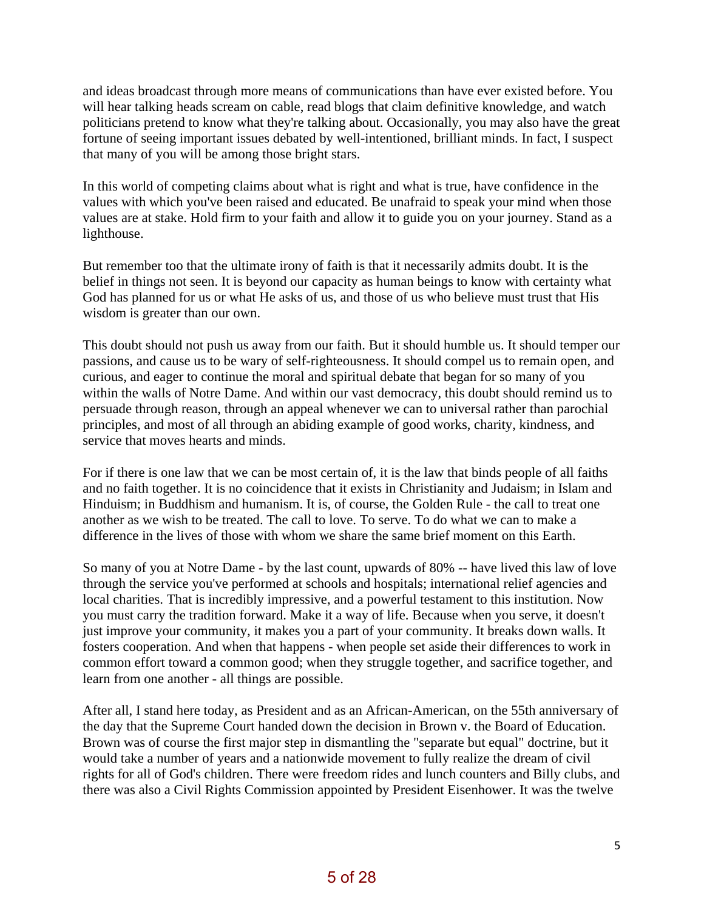and ideas broadcast through more means of communications than have ever existed before. You will hear talking heads scream on cable, read blogs that claim definitive knowledge, and watch politicians pretend to know what they're talking about. Occasionally, you may also have the great fortune of seeing important issues debated by well-intentioned, brilliant minds. In fact, I suspect that many of you will be among those bright stars.

In this world of competing claims about what is right and what is true, have confidence in the values with which you've been raised and educated. Be unafraid to speak your mind when those values are at stake. Hold firm to your faith and allow it to guide you on your journey. Stand as a lighthouse.

But remember too that the ultimate irony of faith is that it necessarily admits doubt. It is the belief in things not seen. It is beyond our capacity as human beings to know with certainty what God has planned for us or what He asks of us, and those of us who believe must trust that His wisdom is greater than our own.

This doubt should not push us away from our faith. But it should humble us. It should temper our passions, and cause us to be wary of self-righteousness. It should compel us to remain open, and curious, and eager to continue the moral and spiritual debate that began for so many of you within the walls of Notre Dame. And within our vast democracy, this doubt should remind us to persuade through reason, through an appeal whenever we can to universal rather than parochial principles, and most of all through an abiding example of good works, charity, kindness, and service that moves hearts and minds.

For if there is one law that we can be most certain of, it is the law that binds people of all faiths and no faith together. It is no coincidence that it exists in Christianity and Judaism; in Islam and Hinduism; in Buddhism and humanism. It is, of course, the Golden Rule - the call to treat one another as we wish to be treated. The call to love. To serve. To do what we can to make a difference in the lives of those with whom we share the same brief moment on this Earth.

So many of you at Notre Dame - by the last count, upwards of 80% -- have lived this law of love through the service you've performed at schools and hospitals; international relief agencies and local charities. That is incredibly impressive, and a powerful testament to this institution. Now you must carry the tradition forward. Make it a way of life. Because when you serve, it doesn't just improve your community, it makes you a part of your community. It breaks down walls. It fosters cooperation. And when that happens - when people set aside their differences to work in common effort toward a common good; when they struggle together, and sacrifice together, and learn from one another - all things are possible.

After all, I stand here today, as President and as an African-American, on the 55th anniversary of the day that the Supreme Court handed down the decision in Brown v. the Board of Education. Brown was of course the first major step in dismantling the "separate but equal" doctrine, but it would take a number of years and a nationwide movement to fully realize the dream of civil rights for all of God's children. There were freedom rides and lunch counters and Billy clubs, and there was also a Civil Rights Commission appointed by President Eisenhower. It was the twelve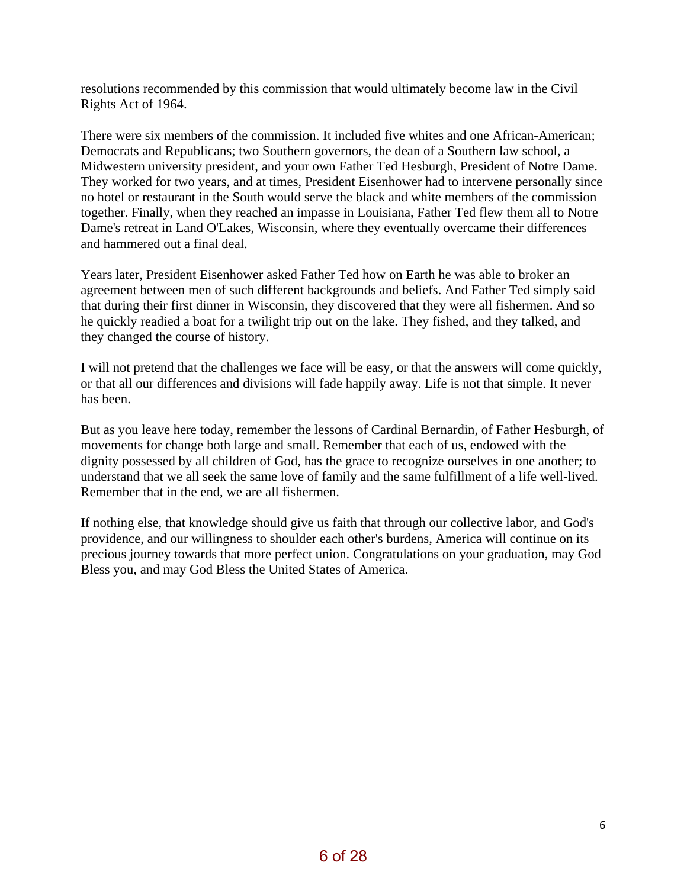resolutions recommended by this commission that would ultimately become law in the Civil Rights Act of 1964.

There were six members of the commission. It included five whites and one African-American; Democrats and Republicans; two Southern governors, the dean of a Southern law school, a Midwestern university president, and your own Father Ted Hesburgh, President of Notre Dame. They worked for two years, and at times, President Eisenhower had to intervene personally since no hotel or restaurant in the South would serve the black and white members of the commission together. Finally, when they reached an impasse in Louisiana, Father Ted flew them all to Notre Dame's retreat in Land O'Lakes, Wisconsin, where they eventually overcame their differences and hammered out a final deal.

Years later, President Eisenhower asked Father Ted how on Earth he was able to broker an agreement between men of such different backgrounds and beliefs. And Father Ted simply said that during their first dinner in Wisconsin, they discovered that they were all fishermen. And so he quickly readied a boat for a twilight trip out on the lake. They fished, and they talked, and they changed the course of history.

I will not pretend that the challenges we face will be easy, or that the answers will come quickly, or that all our differences and divisions will fade happily away. Life is not that simple. It never has been.

But as you leave here today, remember the lessons of Cardinal Bernardin, of Father Hesburgh, of movements for change both large and small. Remember that each of us, endowed with the dignity possessed by all children of God, has the grace to recognize ourselves in one another; to understand that we all seek the same love of family and the same fulfillment of a life well-lived. Remember that in the end, we are all fishermen.

If nothing else, that knowledge should give us faith that through our collective labor, and God's providence, and our willingness to shoulder each other's burdens, America will continue on its precious journey towards that more perfect union. Congratulations on your graduation, may God Bless you, and may God Bless the United States of America.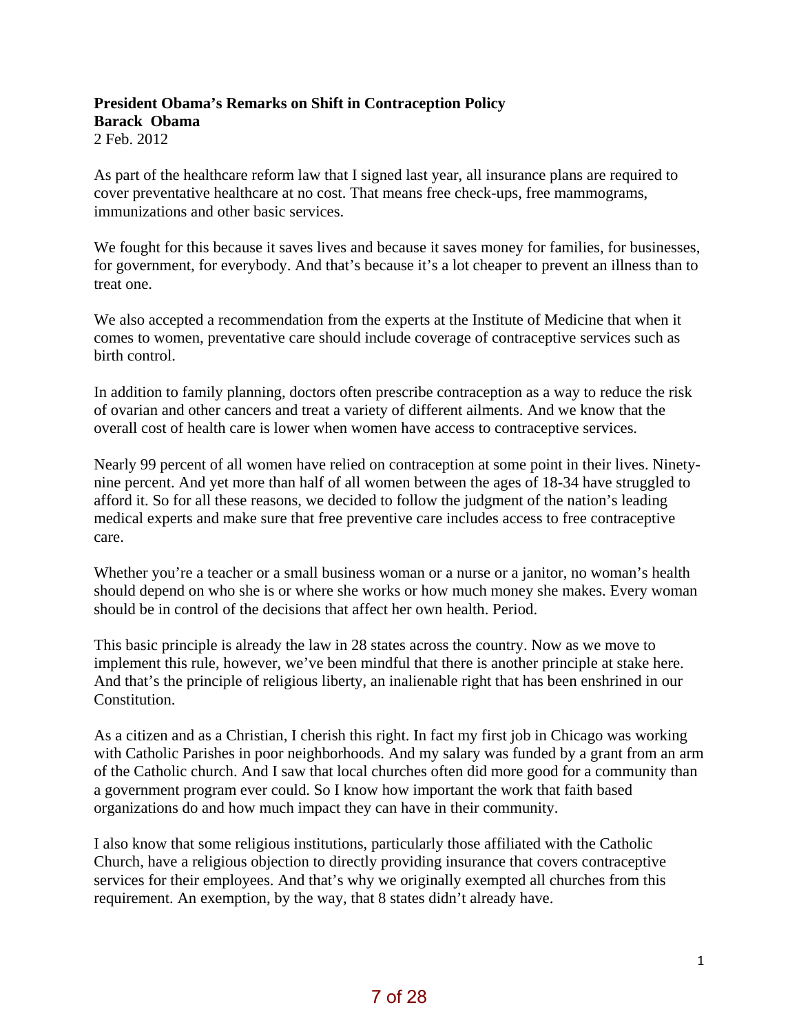**President Obama's Remarks on Shift in Contraception Policy**
**Barack Obama**
2 Feb. 2012

As part of the healthcare reform law that I signed last year, all insurance plans are required to cover preventative healthcare at no cost. That means free check-ups, free mammograms, immunizations and other basic services.

We fought for this because it saves lives and because it saves money for families, for businesses, for government, for everybody. And that's because it's a lot cheaper to prevent an illness than to treat one.

We also accepted a recommendation from the experts at the Institute of Medicine that when it comes to women, preventative care should include coverage of contraceptive services such as birth control.

In addition to family planning, doctors often prescribe contraception as a way to reduce the risk of ovarian and other cancers and treat a variety of different ailments. And we know that the overall cost of health care is lower when women have access to contraceptive services.

Nearly 99 percent of all women have relied on contraception at some point in their lives. Ninety-nine percent. And yet more than half of all women between the ages of 18-34 have struggled to afford it. So for all these reasons, we decided to follow the judgment of the nation's leading medical experts and make sure that free preventive care includes access to free contraceptive care.

Whether you're a teacher or a small business woman or a nurse or a janitor, no woman's health should depend on who she is or where she works or how much money she makes. Every woman should be in control of the decisions that affect her own health. Period.

This basic principle is already the law in 28 states across the country. Now as we move to implement this rule, however, we've been mindful that there is another principle at stake here. And that's the principle of religious liberty, an inalienable right that has been enshrined in our Constitution.

As a citizen and as a Christian, I cherish this right. In fact my first job in Chicago was working with Catholic Parishes in poor neighborhoods. And my salary was funded by a grant from an arm of the Catholic church. And I saw that local churches often did more good for a community than a government program ever could. So I know how important the work that faith based organizations do and how much impact they can have in their community.

I also know that some religious institutions, particularly those affiliated with the Catholic Church, have a religious objection to directly providing insurance that covers contraceptive services for their employees. And that's why we originally exempted all churches from this requirement. An exemption, by the way, that 8 states didn't already have.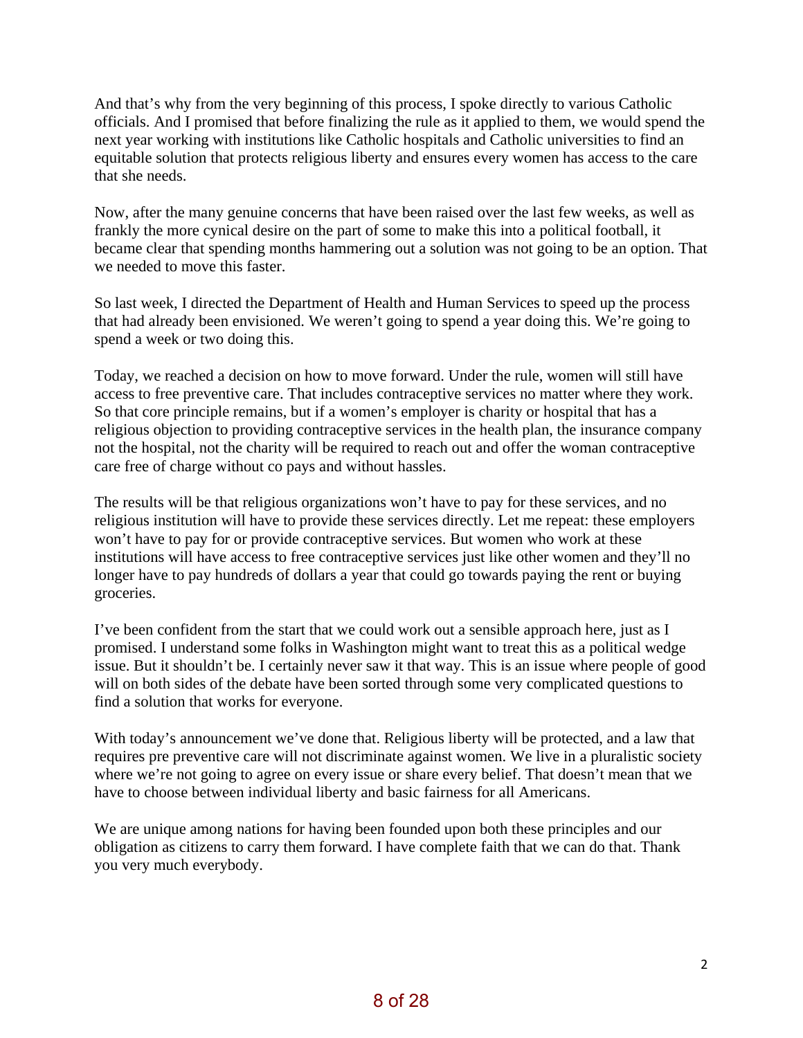And that's why from the very beginning of this process, I spoke directly to various Catholic officials. And I promised that before finalizing the rule as it applied to them, we would spend the next year working with institutions like Catholic hospitals and Catholic universities to find an equitable solution that protects religious liberty and ensures every women has access to the care that she needs.

Now, after the many genuine concerns that have been raised over the last few weeks, as well as frankly the more cynical desire on the part of some to make this into a political football, it became clear that spending months hammering out a solution was not going to be an option. That we needed to move this faster.

So last week, I directed the Department of Health and Human Services to speed up the process that had already been envisioned. We weren't going to spend a year doing this. We're going to spend a week or two doing this.

Today, we reached a decision on how to move forward. Under the rule, women will still have access to free preventive care. That includes contraceptive services no matter where they work. So that core principle remains, but if a women's employer is charity or hospital that has a religious objection to providing contraceptive services in the health plan, the insurance company not the hospital, not the charity will be required to reach out and offer the woman contraceptive care free of charge without co pays and without hassles.

The results will be that religious organizations won't have to pay for these services, and no religious institution will have to provide these services directly. Let me repeat: these employers won't have to pay for or provide contraceptive services. But women who work at these institutions will have access to free contraceptive services just like other women and they'll no longer have to pay hundreds of dollars a year that could go towards paying the rent or buying groceries.

I've been confident from the start that we could work out a sensible approach here, just as I promised. I understand some folks in Washington might want to treat this as a political wedge issue. But it shouldn't be. I certainly never saw it that way. This is an issue where people of good will on both sides of the debate have been sorted through some very complicated questions to find a solution that works for everyone.

With today's announcement we've done that. Religious liberty will be protected, and a law that requires pre preventive care will not discriminate against women. We live in a pluralistic society where we're not going to agree on every issue or share every belief. That doesn't mean that we have to choose between individual liberty and basic fairness for all Americans.

We are unique among nations for having been founded upon both these principles and our obligation as citizens to carry them forward. I have complete faith that we can do that. Thank you very much everybody.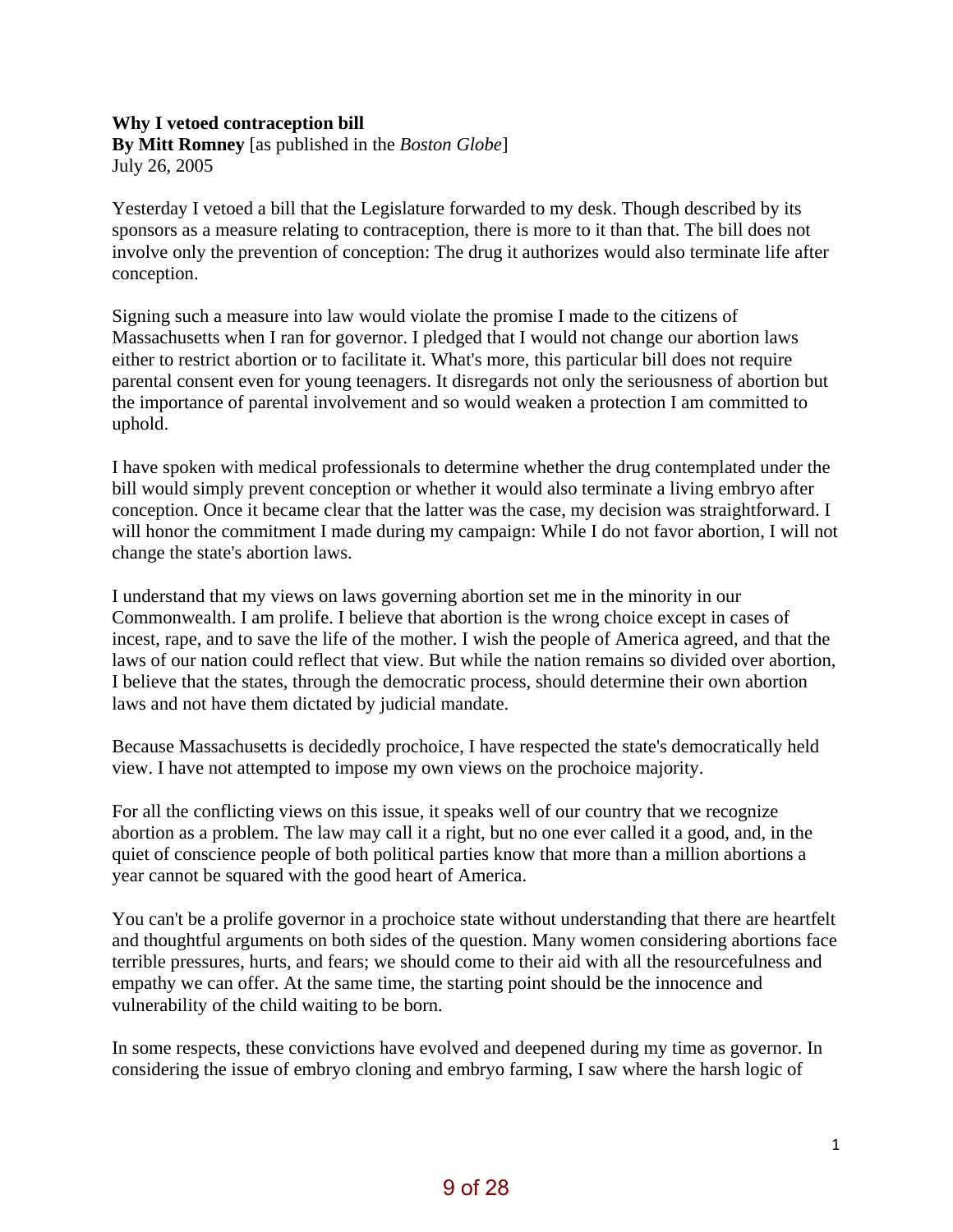**Why I vetoed contraception bill**
**By Mitt Romney** [as published in the *Boston Globe*]
July 26, 2005

Yesterday I vetoed a bill that the Legislature forwarded to my desk. Though described by its sponsors as a measure relating to contraception, there is more to it than that. The bill does not involve only the prevention of conception: The drug it authorizes would also terminate life after conception.

Signing such a measure into law would violate the promise I made to the citizens of Massachusetts when I ran for governor. I pledged that I would not change our abortion laws either to restrict abortion or to facilitate it. What's more, this particular bill does not require parental consent even for young teenagers. It disregards not only the seriousness of abortion but the importance of parental involvement and so would weaken a protection I am committed to uphold.

I have spoken with medical professionals to determine whether the drug contemplated under the bill would simply prevent conception or whether it would also terminate a living embryo after conception. Once it became clear that the latter was the case, my decision was straightforward. I will honor the commitment I made during my campaign: While I do not favor abortion, I will not change the state's abortion laws.

I understand that my views on laws governing abortion set me in the minority in our Commonwealth. I am prolife. I believe that abortion is the wrong choice except in cases of incest, rape, and to save the life of the mother. I wish the people of America agreed, and that the laws of our nation could reflect that view. But while the nation remains so divided over abortion, I believe that the states, through the democratic process, should determine their own abortion laws and not have them dictated by judicial mandate.

Because Massachusetts is decidedly prochoice, I have respected the state's democratically held view. I have not attempted to impose my own views on the prochoice majority.

For all the conflicting views on this issue, it speaks well of our country that we recognize abortion as a problem. The law may call it a right, but no one ever called it a good, and, in the quiet of conscience people of both political parties know that more than a million abortions a year cannot be squared with the good heart of America.

You can't be a prolife governor in a prochoice state without understanding that there are heartfelt and thoughtful arguments on both sides of the question. Many women considering abortions face terrible pressures, hurts, and fears; we should come to their aid with all the resourcefulness and empathy we can offer. At the same time, the starting point should be the innocence and vulnerability of the child waiting to be born.

In some respects, these convictions have evolved and deepened during my time as governor. In considering the issue of embryo cloning and embryo farming, I saw where the harsh logic of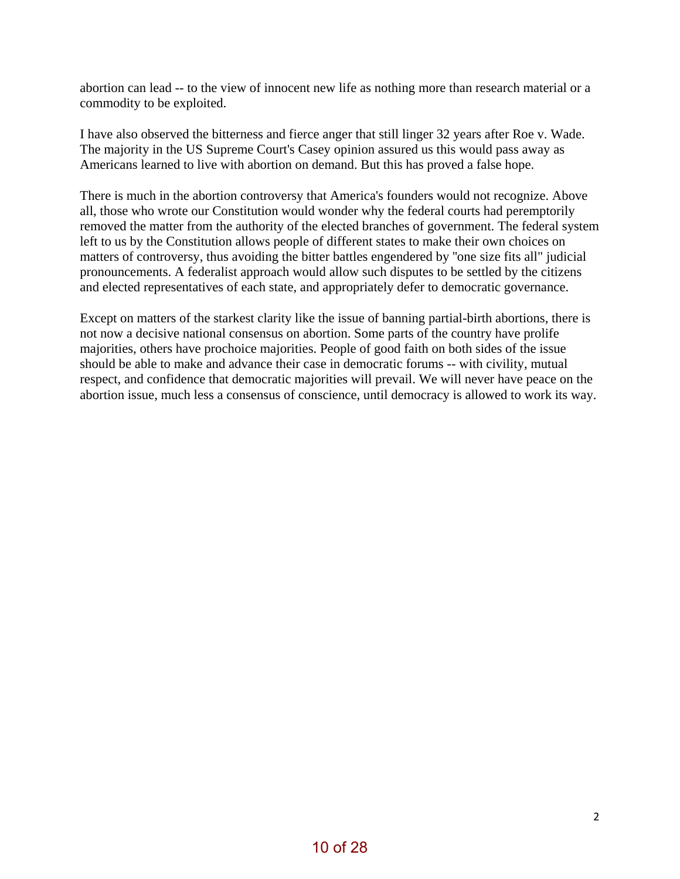abortion can lead -- to the view of innocent new life as nothing more than research material or a commodity to be exploited.

I have also observed the bitterness and fierce anger that still linger 32 years after Roe v. Wade. The majority in the US Supreme Court's Casey opinion assured us this would pass away as Americans learned to live with abortion on demand. But this has proved a false hope.

There is much in the abortion controversy that America's founders would not recognize. Above all, those who wrote our Constitution would wonder why the federal courts had peremptorily removed the matter from the authority of the elected branches of government. The federal system left to us by the Constitution allows people of different states to make their own choices on matters of controversy, thus avoiding the bitter battles engendered by "one size fits all" judicial pronouncements. A federalist approach would allow such disputes to be settled by the citizens and elected representatives of each state, and appropriately defer to democratic governance.

Except on matters of the starkest clarity like the issue of banning partial-birth abortions, there is not now a decisive national consensus on abortion. Some parts of the country have prolife majorities, others have prochoice majorities. People of good faith on both sides of the issue should be able to make and advance their case in democratic forums -- with civility, mutual respect, and confidence that democratic majorities will prevail. We will never have peace on the abortion issue, much less a consensus of conscience, until democracy is allowed to work its way.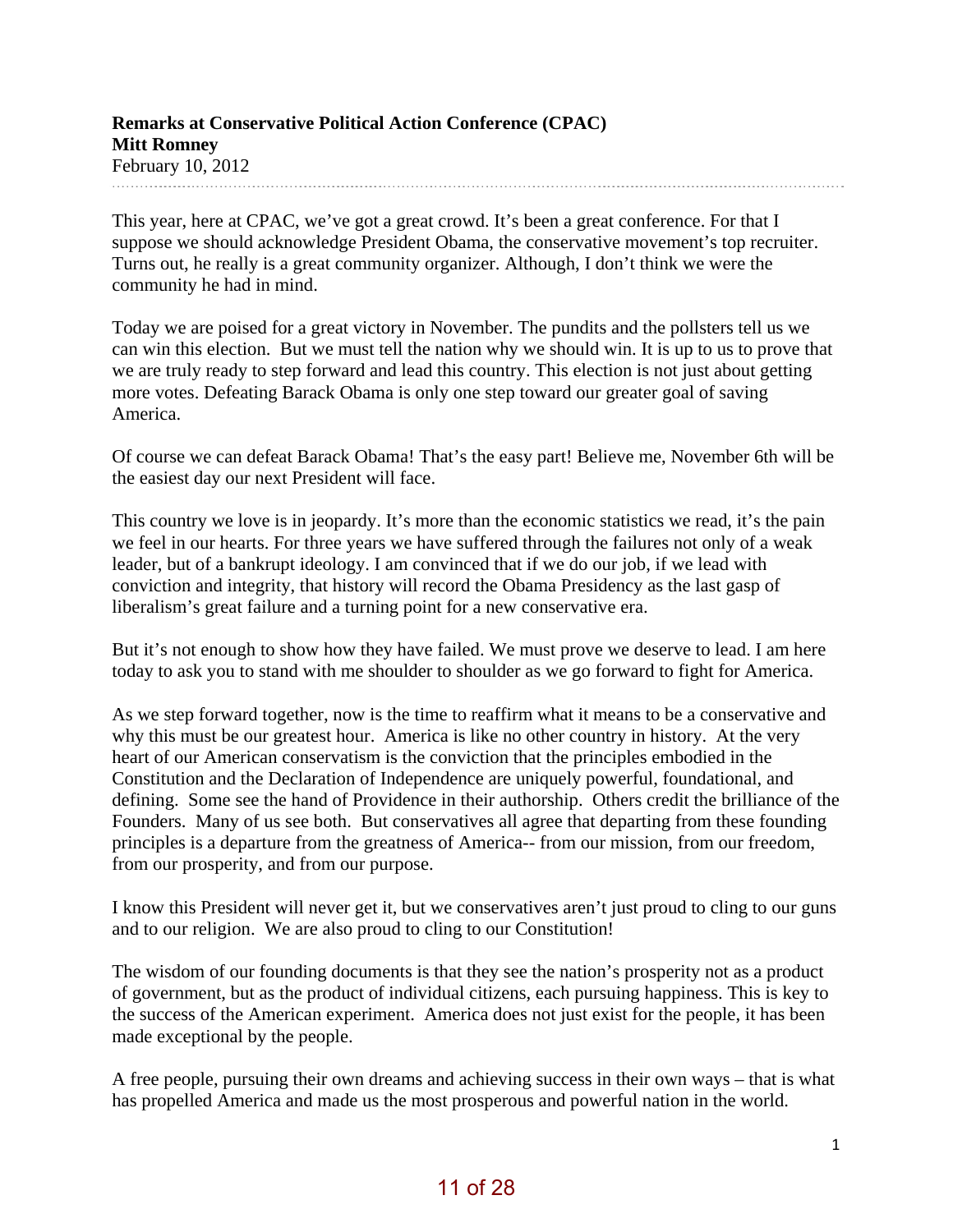**Remarks at Conservative Political Action Conference (CPAC)**
**Mitt Romney**
February 10, 2012

This year, here at CPAC, we've got a great crowd. It's been a great conference. For that I suppose we should acknowledge President Obama, the conservative movement's top recruiter. Turns out, he really is a great community organizer. Although, I don't think we were the community he had in mind.

Today we are poised for a great victory in November. The pundits and the pollsters tell us we can win this election. But we must tell the nation why we should win. It is up to us to prove that we are truly ready to step forward and lead this country. This election is not just about getting more votes. Defeating Barack Obama is only one step toward our greater goal of saving America.

Of course we can defeat Barack Obama! That's the easy part! Believe me, November 6th will be the easiest day our next President will face.

This country we love is in jeopardy. It's more than the economic statistics we read, it's the pain we feel in our hearts. For three years we have suffered through the failures not only of a weak leader, but of a bankrupt ideology. I am convinced that if we do our job, if we lead with conviction and integrity, that history will record the Obama Presidency as the last gasp of liberalism's great failure and a turning point for a new conservative era.

But it's not enough to show how they have failed. We must prove we deserve to lead. I am here today to ask you to stand with me shoulder to shoulder as we go forward to fight for America.

As we step forward together, now is the time to reaffirm what it means to be a conservative and why this must be our greatest hour. America is like no other country in history. At the very heart of our American conservatism is the conviction that the principles embodied in the Constitution and the Declaration of Independence are uniquely powerful, foundational, and defining. Some see the hand of Providence in their authorship. Others credit the brilliance of the Founders. Many of us see both. But conservatives all agree that departing from these founding principles is a departure from the greatness of America-- from our mission, from our freedom, from our prosperity, and from our purpose.

I know this President will never get it, but we conservatives aren't just proud to cling to our guns and to our religion. We are also proud to cling to our Constitution!

The wisdom of our founding documents is that they see the nation's prosperity not as a product of government, but as the product of individual citizens, each pursuing happiness. This is key to the success of the American experiment. America does not just exist for the people, it has been made exceptional by the people.

A free people, pursuing their own dreams and achieving success in their own ways – that is what has propelled America and made us the most prosperous and powerful nation in the world.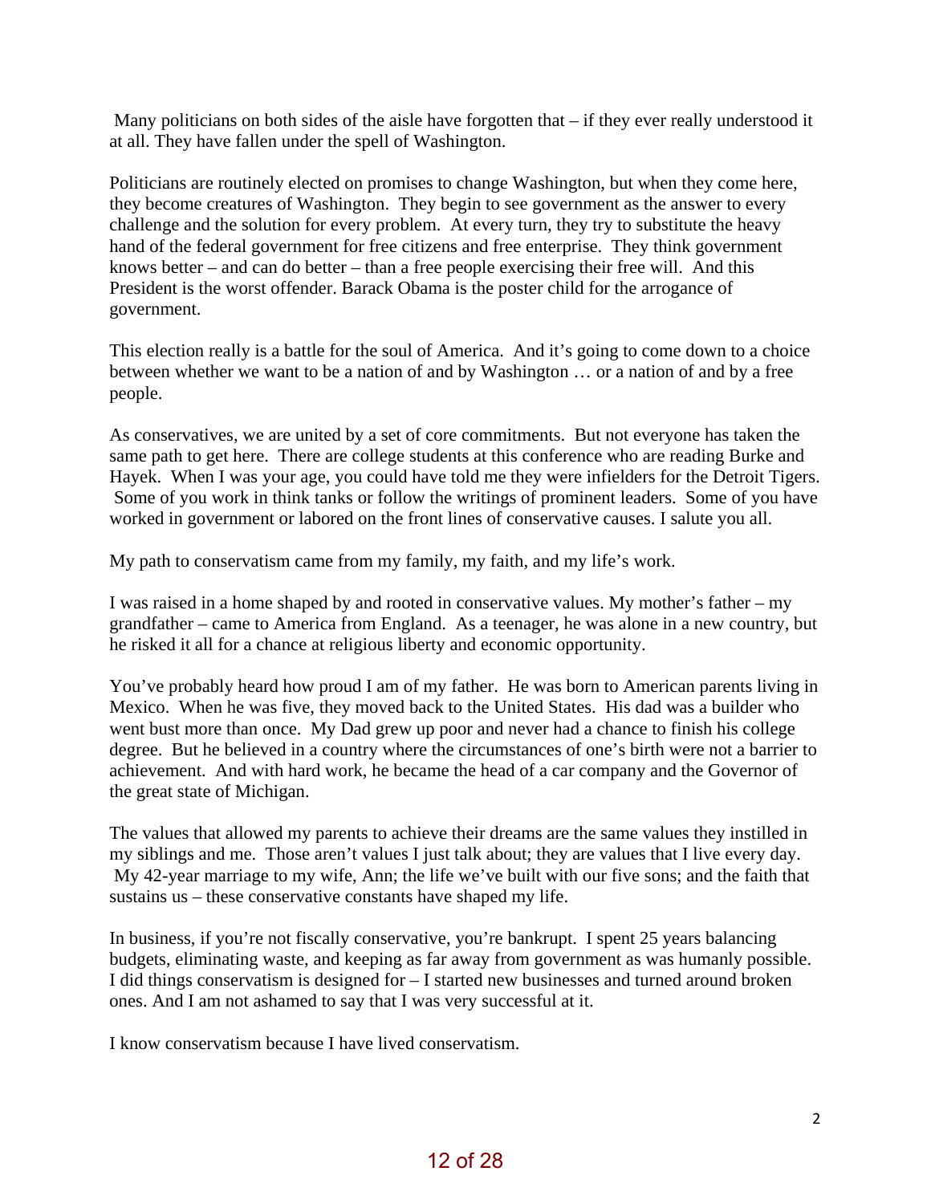Many politicians on both sides of the aisle have forgotten that – if they ever really understood it at all. They have fallen under the spell of Washington.

Politicians are routinely elected on promises to change Washington, but when they come here, they become creatures of Washington. They begin to see government as the answer to every challenge and the solution for every problem. At every turn, they try to substitute the heavy hand of the federal government for free citizens and free enterprise. They think government knows better – and can do better – than a free people exercising their free will. And this President is the worst offender. Barack Obama is the poster child for the arrogance of government.

This election really is a battle for the soul of America. And it's going to come down to a choice between whether we want to be a nation of and by Washington … or a nation of and by a free people.

As conservatives, we are united by a set of core commitments. But not everyone has taken the same path to get here. There are college students at this conference who are reading Burke and Hayek. When I was your age, you could have told me they were infielders for the Detroit Tigers. Some of you work in think tanks or follow the writings of prominent leaders. Some of you have worked in government or labored on the front lines of conservative causes. I salute you all.

My path to conservatism came from my family, my faith, and my life's work.

I was raised in a home shaped by and rooted in conservative values. My mother's father – my grandfather – came to America from England. As a teenager, he was alone in a new country, but he risked it all for a chance at religious liberty and economic opportunity.

You've probably heard how proud I am of my father. He was born to American parents living in Mexico. When he was five, they moved back to the United States. His dad was a builder who went bust more than once. My Dad grew up poor and never had a chance to finish his college degree. But he believed in a country where the circumstances of one's birth were not a barrier to achievement. And with hard work, he became the head of a car company and the Governor of the great state of Michigan.

The values that allowed my parents to achieve their dreams are the same values they instilled in my siblings and me. Those aren't values I just talk about; they are values that I live every day. My 42-year marriage to my wife, Ann; the life we've built with our five sons; and the faith that sustains us – these conservative constants have shaped my life.

In business, if you're not fiscally conservative, you're bankrupt. I spent 25 years balancing budgets, eliminating waste, and keeping as far away from government as was humanly possible. I did things conservatism is designed for – I started new businesses and turned around broken ones. And I am not ashamed to say that I was very successful at it.

I know conservatism because I have lived conservatism.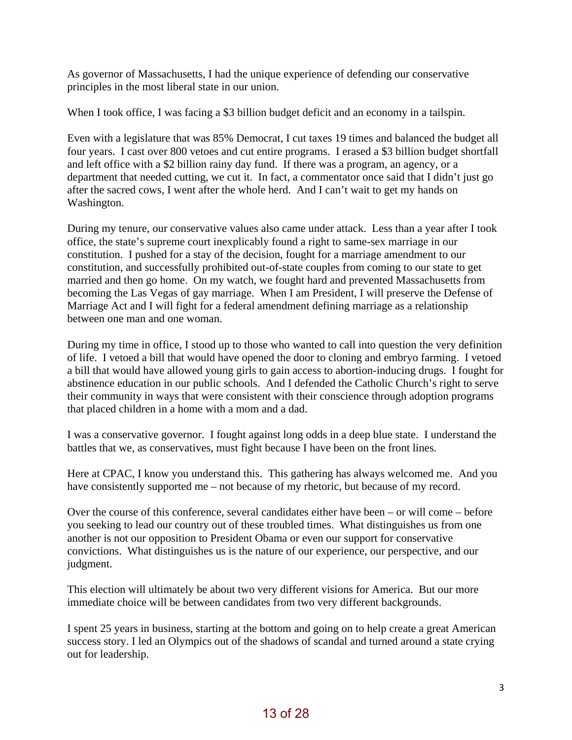As governor of Massachusetts, I had the unique experience of defending our conservative principles in the most liberal state in our union.

When I took office, I was facing a $3 billion budget deficit and an economy in a tailspin.

Even with a legislature that was 85% Democrat, I cut taxes 19 times and balanced the budget all four years. I cast over 800 vetoes and cut entire programs. I erased a $3 billion budget shortfall and left office with a $2 billion rainy day fund. If there was a program, an agency, or a department that needed cutting, we cut it. In fact, a commentator once said that I didn't just go after the sacred cows, I went after the whole herd. And I can't wait to get my hands on Washington.

During my tenure, our conservative values also came under attack. Less than a year after I took office, the state's supreme court inexplicably found a right to same-sex marriage in our constitution. I pushed for a stay of the decision, fought for a marriage amendment to our constitution, and successfully prohibited out-of-state couples from coming to our state to get married and then go home. On my watch, we fought hard and prevented Massachusetts from becoming the Las Vegas of gay marriage. When I am President, I will preserve the Defense of Marriage Act and I will fight for a federal amendment defining marriage as a relationship between one man and one woman.

During my time in office, I stood up to those who wanted to call into question the very definition of life. I vetoed a bill that would have opened the door to cloning and embryo farming. I vetoed a bill that would have allowed young girls to gain access to abortion-inducing drugs. I fought for abstinence education in our public schools. And I defended the Catholic Church's right to serve their community in ways that were consistent with their conscience through adoption programs that placed children in a home with a mom and a dad.

I was a conservative governor. I fought against long odds in a deep blue state. I understand the battles that we, as conservatives, must fight because I have been on the front lines.

Here at CPAC, I know you understand this. This gathering has always welcomed me. And you have consistently supported me – not because of my rhetoric, but because of my record.

Over the course of this conference, several candidates either have been – or will come – before you seeking to lead our country out of these troubled times. What distinguishes us from one another is not our opposition to President Obama or even our support for conservative convictions. What distinguishes us is the nature of our experience, our perspective, and our judgment.

This election will ultimately be about two very different visions for America. But our more immediate choice will be between candidates from two very different backgrounds.

I spent 25 years in business, starting at the bottom and going on to help create a great American success story. I led an Olympics out of the shadows of scandal and turned around a state crying out for leadership.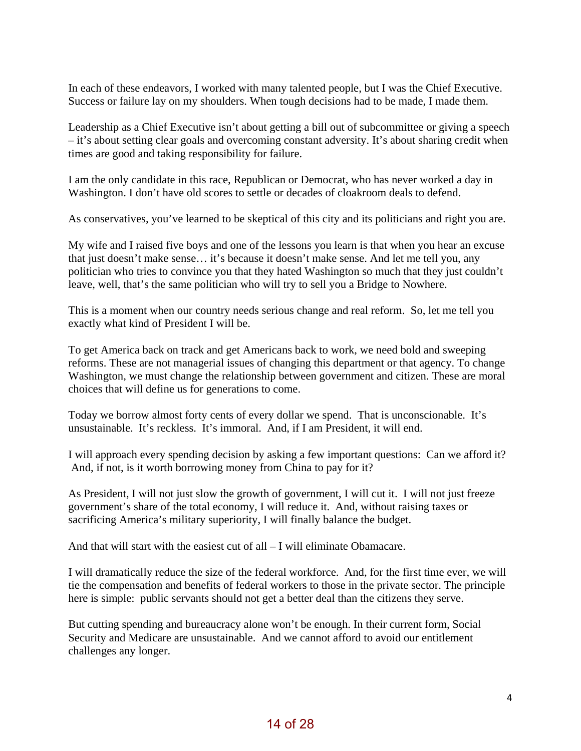In each of these endeavors, I worked with many talented people, but I was the Chief Executive. Success or failure lay on my shoulders. When tough decisions had to be made, I made them.

Leadership as a Chief Executive isn't about getting a bill out of subcommittee or giving a speech – it's about setting clear goals and overcoming constant adversity. It's about sharing credit when times are good and taking responsibility for failure.

I am the only candidate in this race, Republican or Democrat, who has never worked a day in Washington. I don't have old scores to settle or decades of cloakroom deals to defend.

As conservatives, you've learned to be skeptical of this city and its politicians and right you are.

My wife and I raised five boys and one of the lessons you learn is that when you hear an excuse that just doesn't make sense… it's because it doesn't make sense. And let me tell you, any politician who tries to convince you that they hated Washington so much that they just couldn't leave, well, that's the same politician who will try to sell you a Bridge to Nowhere.

This is a moment when our country needs serious change and real reform. So, let me tell you exactly what kind of President I will be.

To get America back on track and get Americans back to work, we need bold and sweeping reforms. These are not managerial issues of changing this department or that agency. To change Washington, we must change the relationship between government and citizen. These are moral choices that will define us for generations to come.

Today we borrow almost forty cents of every dollar we spend. That is unconscionable. It's unsustainable. It's reckless. It's immoral. And, if I am President, it will end.

I will approach every spending decision by asking a few important questions: Can we afford it? And, if not, is it worth borrowing money from China to pay for it?

As President, I will not just slow the growth of government, I will cut it. I will not just freeze government's share of the total economy, I will reduce it. And, without raising taxes or sacrificing America's military superiority, I will finally balance the budget.

And that will start with the easiest cut of all – I will eliminate Obamacare.

I will dramatically reduce the size of the federal workforce. And, for the first time ever, we will tie the compensation and benefits of federal workers to those in the private sector. The principle here is simple: public servants should not get a better deal than the citizens they serve.

But cutting spending and bureaucracy alone won't be enough. In their current form, Social Security and Medicare are unsustainable. And we cannot afford to avoid our entitlement challenges any longer.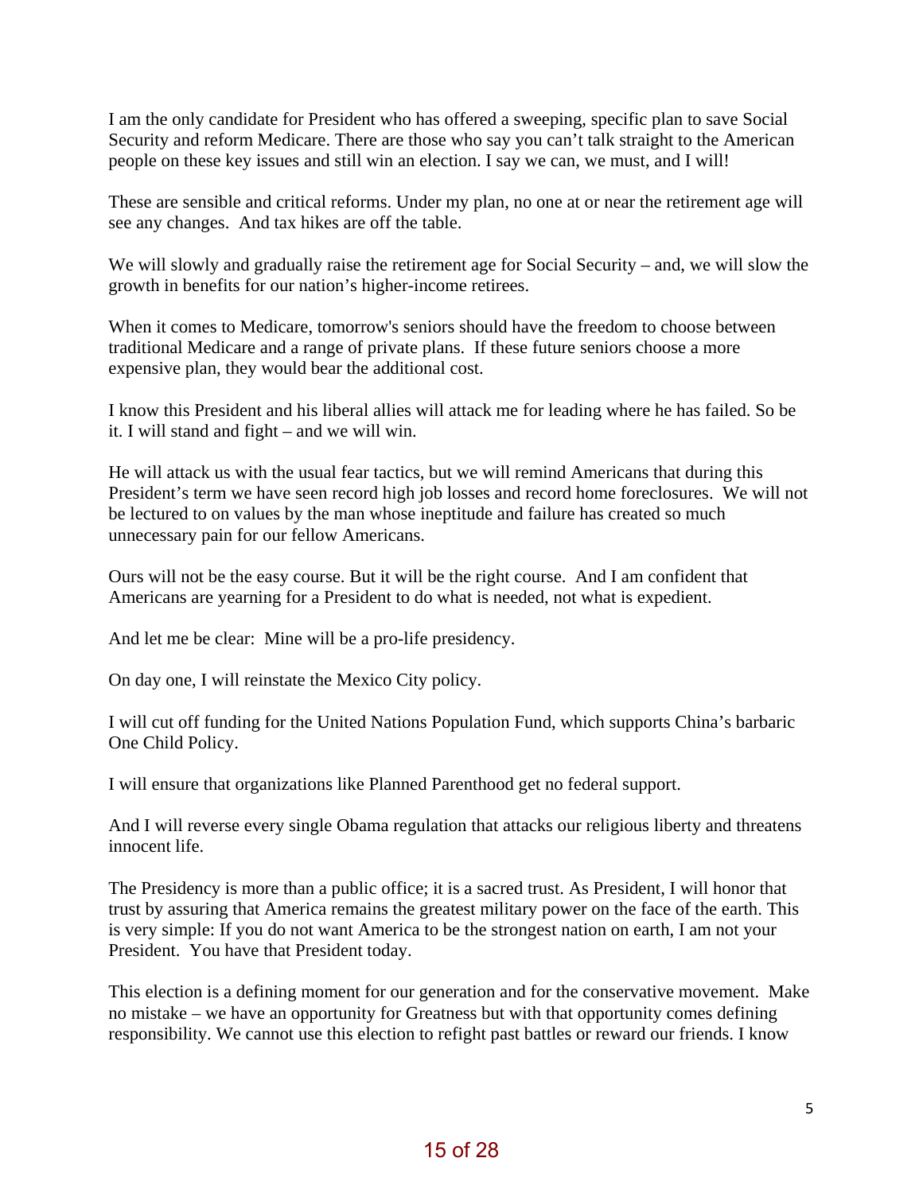I am the only candidate for President who has offered a sweeping, specific plan to save Social Security and reform Medicare. There are those who say you can't talk straight to the American people on these key issues and still win an election. I say we can, we must, and I will!

These are sensible and critical reforms. Under my plan, no one at or near the retirement age will see any changes. And tax hikes are off the table.

We will slowly and gradually raise the retirement age for Social Security – and, we will slow the growth in benefits for our nation's higher-income retirees.

When it comes to Medicare, tomorrow's seniors should have the freedom to choose between traditional Medicare and a range of private plans. If these future seniors choose a more expensive plan, they would bear the additional cost.

I know this President and his liberal allies will attack me for leading where he has failed. So be it. I will stand and fight – and we will win.

He will attack us with the usual fear tactics, but we will remind Americans that during this President's term we have seen record high job losses and record home foreclosures. We will not be lectured to on values by the man whose ineptitude and failure has created so much unnecessary pain for our fellow Americans.

Ours will not be the easy course. But it will be the right course. And I am confident that Americans are yearning for a President to do what is needed, not what is expedient.

And let me be clear: Mine will be a pro-life presidency.

On day one, I will reinstate the Mexico City policy.

I will cut off funding for the United Nations Population Fund, which supports China's barbaric One Child Policy.

I will ensure that organizations like Planned Parenthood get no federal support.

And I will reverse every single Obama regulation that attacks our religious liberty and threatens innocent life.

The Presidency is more than a public office; it is a sacred trust. As President, I will honor that trust by assuring that America remains the greatest military power on the face of the earth. This is very simple: If you do not want America to be the strongest nation on earth, I am not your President. You have that President today.

This election is a defining moment for our generation and for the conservative movement. Make no mistake – we have an opportunity for Greatness but with that opportunity comes defining responsibility. We cannot use this election to refight past battles or reward our friends. I know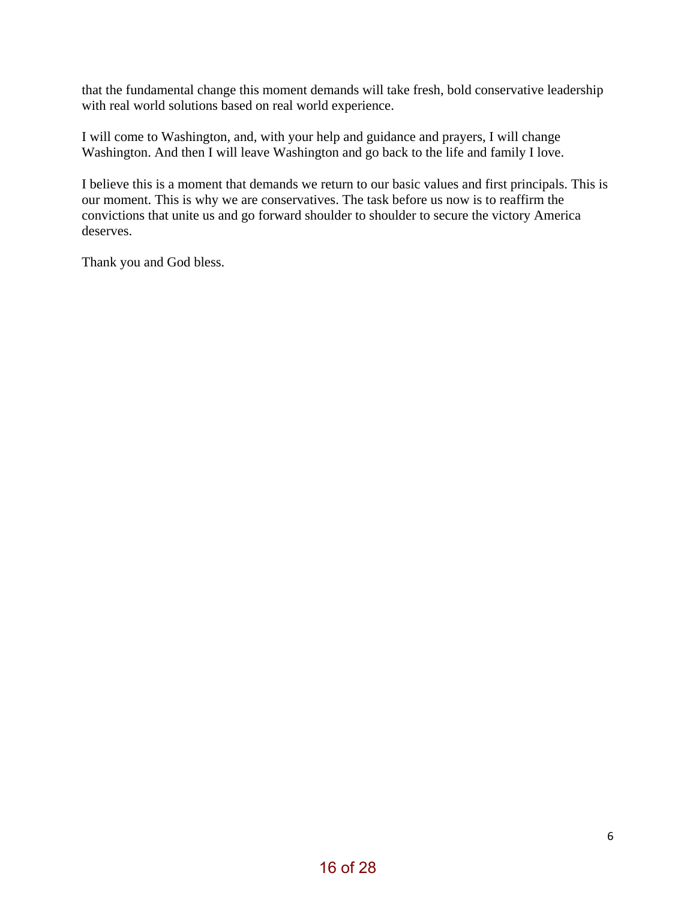that the fundamental change this moment demands will take fresh, bold conservative leadership with real world solutions based on real world experience.

I will come to Washington, and, with your help and guidance and prayers, I will change Washington. And then I will leave Washington and go back to the life and family I love.

I believe this is a moment that demands we return to our basic values and first principals. This is our moment. This is why we are conservatives. The task before us now is to reaffirm the convictions that unite us and go forward shoulder to shoulder to secure the victory America deserves.

Thank you and God bless.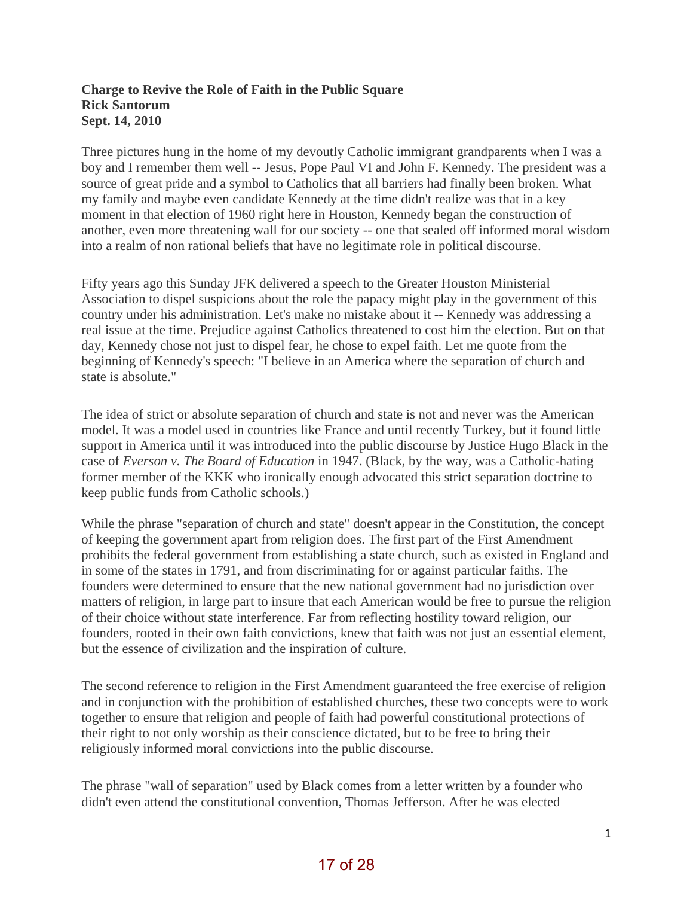**Charge to Revive the Role of Faith in the Public Square**
**Rick Santorum**
**Sept. 14, 2010**

Three pictures hung in the home of my devoutly Catholic immigrant grandparents when I was a boy and I remember them well -- Jesus, Pope Paul VI and John F. Kennedy. The president was a source of great pride and a symbol to Catholics that all barriers had finally been broken. What my family and maybe even candidate Kennedy at the time didn't realize was that in a key moment in that election of 1960 right here in Houston, Kennedy began the construction of another, even more threatening wall for our society -- one that sealed off informed moral wisdom into a realm of non rational beliefs that have no legitimate role in political discourse.

Fifty years ago this Sunday JFK delivered a speech to the Greater Houston Ministerial Association to dispel suspicions about the role the papacy might play in the government of this country under his administration. Let's make no mistake about it -- Kennedy was addressing a real issue at the time. Prejudice against Catholics threatened to cost him the election. But on that day, Kennedy chose not just to dispel fear, he chose to expel faith. Let me quote from the beginning of Kennedy's speech: "I believe in an America where the separation of church and state is absolute."

The idea of strict or absolute separation of church and state is not and never was the American model. It was a model used in countries like France and until recently Turkey, but it found little support in America until it was introduced into the public discourse by Justice Hugo Black in the case of *Everson v. The Board of Education* in 1947. (Black, by the way, was a Catholic-hating former member of the KKK who ironically enough advocated this strict separation doctrine to keep public funds from Catholic schools.)

While the phrase "separation of church and state" doesn't appear in the Constitution, the concept of keeping the government apart from religion does. The first part of the First Amendment prohibits the federal government from establishing a state church, such as existed in England and in some of the states in 1791, and from discriminating for or against particular faiths. The founders were determined to ensure that the new national government had no jurisdiction over matters of religion, in large part to insure that each American would be free to pursue the religion of their choice without state interference. Far from reflecting hostility toward religion, our founders, rooted in their own faith convictions, knew that faith was not just an essential element, but the essence of civilization and the inspiration of culture.

The second reference to religion in the First Amendment guaranteed the free exercise of religion and in conjunction with the prohibition of established churches, these two concepts were to work together to ensure that religion and people of faith had powerful constitutional protections of their right to not only worship as their conscience dictated, but to be free to bring their religiously informed moral convictions into the public discourse.

The phrase "wall of separation" used by Black comes from a letter written by a founder who didn't even attend the constitutional convention, Thomas Jefferson. After he was elected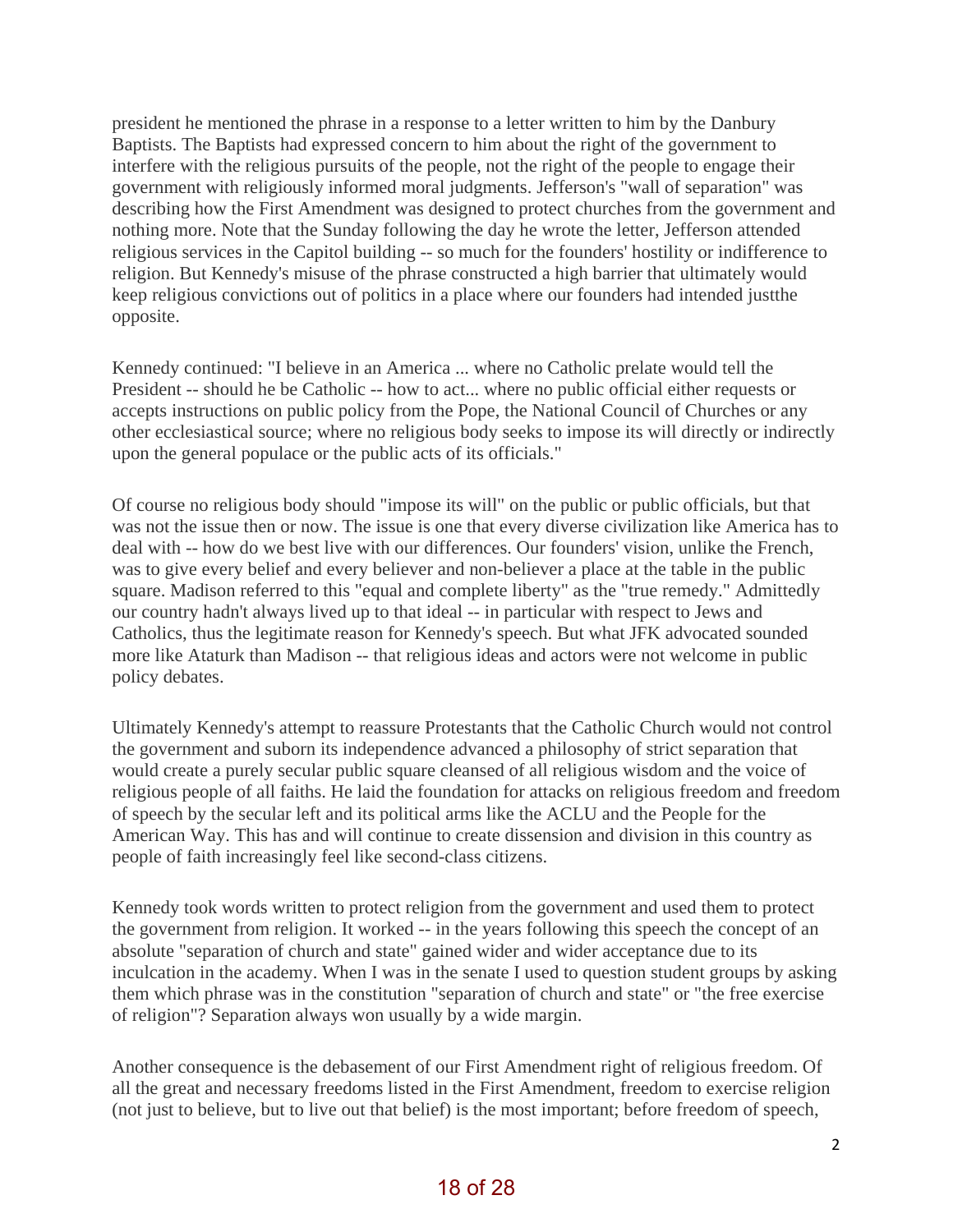president he mentioned the phrase in a response to a letter written to him by the Danbury Baptists. The Baptists had expressed concern to him about the right of the government to interfere with the religious pursuits of the people, not the right of the people to engage their government with religiously informed moral judgments. Jefferson's "wall of separation" was describing how the First Amendment was designed to protect churches from the government and nothing more. Note that the Sunday following the day he wrote the letter, Jefferson attended religious services in the Capitol building -- so much for the founders' hostility or indifference to religion. But Kennedy's misuse of the phrase constructed a high barrier that ultimately would keep religious convictions out of politics in a place where our founders had intended justthe opposite.

Kennedy continued: "I believe in an America ... where no Catholic prelate would tell the President -- should he be Catholic -- how to act... where no public official either requests or accepts instructions on public policy from the Pope, the National Council of Churches or any other ecclesiastical source; where no religious body seeks to impose its will directly or indirectly upon the general populace or the public acts of its officials."

Of course no religious body should "impose its will" on the public or public officials, but that was not the issue then or now. The issue is one that every diverse civilization like America has to deal with -- how do we best live with our differences. Our founders' vision, unlike the French, was to give every belief and every believer and non-believer a place at the table in the public square. Madison referred to this "equal and complete liberty" as the "true remedy." Admittedly our country hadn't always lived up to that ideal -- in particular with respect to Jews and Catholics, thus the legitimate reason for Kennedy's speech. But what JFK advocated sounded more like Ataturk than Madison -- that religious ideas and actors were not welcome in public policy debates.

Ultimately Kennedy's attempt to reassure Protestants that the Catholic Church would not control the government and suborn its independence advanced a philosophy of strict separation that would create a purely secular public square cleansed of all religious wisdom and the voice of religious people of all faiths. He laid the foundation for attacks on religious freedom and freedom of speech by the secular left and its political arms like the ACLU and the People for the American Way. This has and will continue to create dissension and division in this country as people of faith increasingly feel like second-class citizens.

Kennedy took words written to protect religion from the government and used them to protect the government from religion. It worked -- in the years following this speech the concept of an absolute "separation of church and state" gained wider and wider acceptance due to its inculcation in the academy. When I was in the senate I used to question student groups by asking them which phrase was in the constitution "separation of church and state" or "the free exercise of religion"? Separation always won usually by a wide margin.

Another consequence is the debasement of our First Amendment right of religious freedom. Of all the great and necessary freedoms listed in the First Amendment, freedom to exercise religion (not just to believe, but to live out that belief) is the most important; before freedom of speech,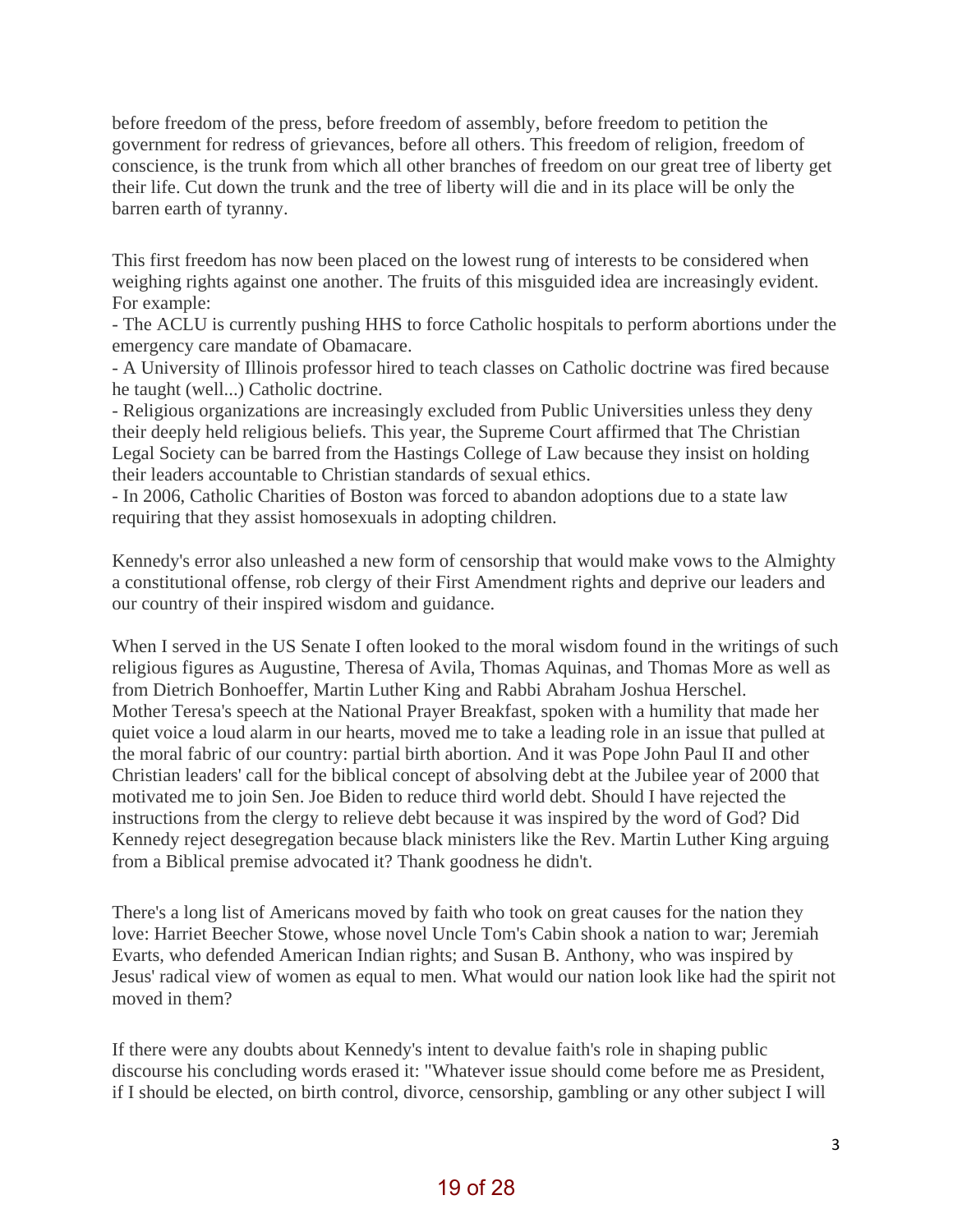before freedom of the press, before freedom of assembly, before freedom to petition the government for redress of grievances, before all others. This freedom of religion, freedom of conscience, is the trunk from which all other branches of freedom on our great tree of liberty get their life. Cut down the trunk and the tree of liberty will die and in its place will be only the barren earth of tyranny.

This first freedom has now been placed on the lowest rung of interests to be considered when weighing rights against one another. The fruits of this misguided idea are increasingly evident. For example:

- The ACLU is currently pushing HHS to force Catholic hospitals to perform abortions under the emergency care mandate of Obamacare.
- A University of Illinois professor hired to teach classes on Catholic doctrine was fired because he taught (well...) Catholic doctrine.
- Religious organizations are increasingly excluded from Public Universities unless they deny their deeply held religious beliefs. This year, the Supreme Court affirmed that The Christian Legal Society can be barred from the Hastings College of Law because they insist on holding their leaders accountable to Christian standards of sexual ethics.
- In 2006, Catholic Charities of Boston was forced to abandon adoptions due to a state law requiring that they assist homosexuals in adopting children.

Kennedy's error also unleashed a new form of censorship that would make vows to the Almighty a constitutional offense, rob clergy of their First Amendment rights and deprive our leaders and our country of their inspired wisdom and guidance.

When I served in the US Senate I often looked to the moral wisdom found in the writings of such religious figures as Augustine, Theresa of Avila, Thomas Aquinas, and Thomas More as well as from Dietrich Bonhoeffer, Martin Luther King and Rabbi Abraham Joshua Herschel. Mother Teresa's speech at the National Prayer Breakfast, spoken with a humility that made her quiet voice a loud alarm in our hearts, moved me to take a leading role in an issue that pulled at the moral fabric of our country: partial birth abortion. And it was Pope John Paul II and other Christian leaders' call for the biblical concept of absolving debt at the Jubilee year of 2000 that motivated me to join Sen. Joe Biden to reduce third world debt. Should I have rejected the instructions from the clergy to relieve debt because it was inspired by the word of God? Did Kennedy reject desegregation because black ministers like the Rev. Martin Luther King arguing from a Biblical premise advocated it? Thank goodness he didn't.

There's a long list of Americans moved by faith who took on great causes for the nation they love: Harriet Beecher Stowe, whose novel Uncle Tom's Cabin shook a nation to war; Jeremiah Evarts, who defended American Indian rights; and Susan B. Anthony, who was inspired by Jesus' radical view of women as equal to men. What would our nation look like had the spirit not moved in them?

If there were any doubts about Kennedy's intent to devalue faith's role in shaping public discourse his concluding words erased it: "Whatever issue should come before me as President, if I should be elected, on birth control, divorce, censorship, gambling or any other subject I will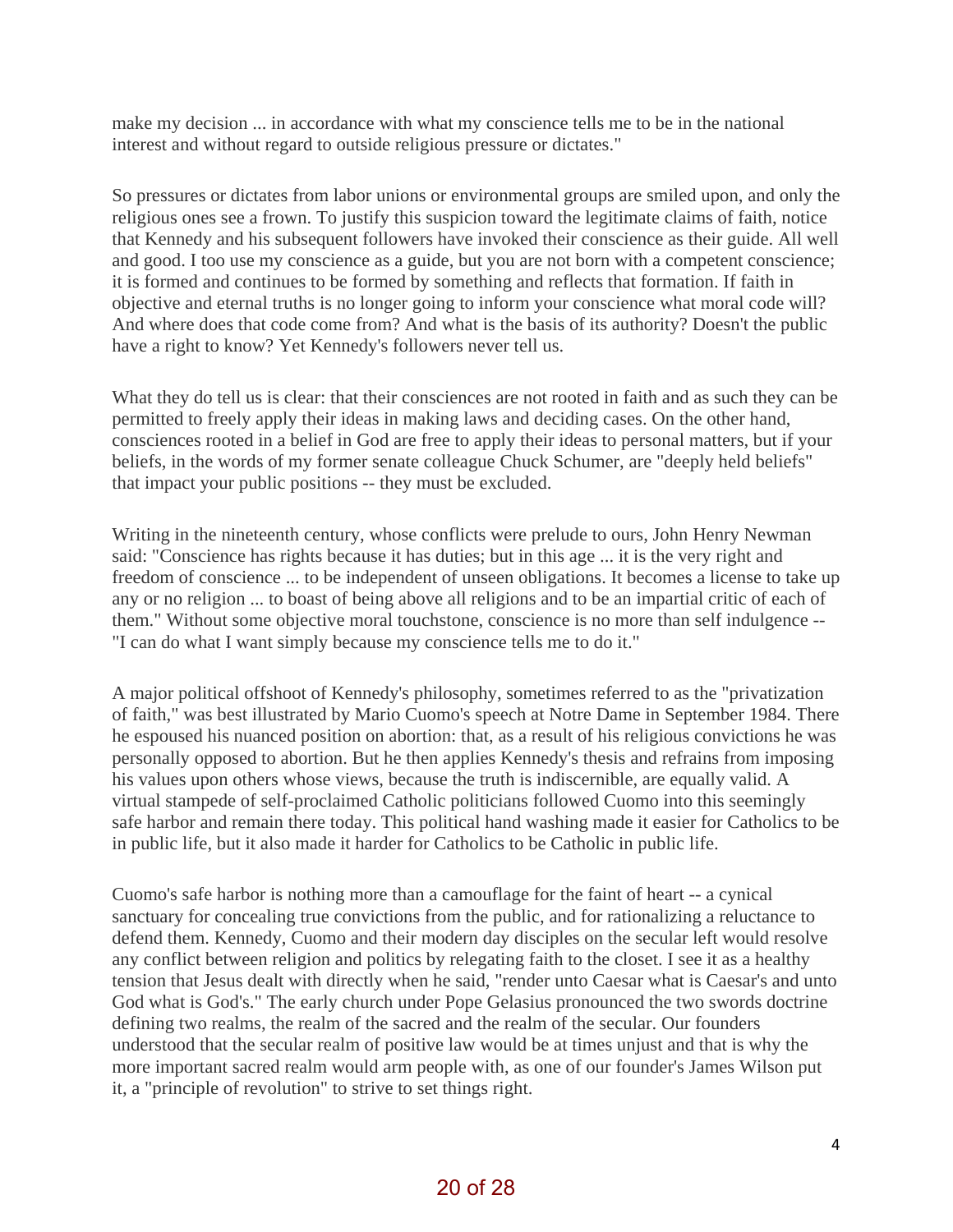make my decision ... in accordance with what my conscience tells me to be in the national interest and without regard to outside religious pressure or dictates."

So pressures or dictates from labor unions or environmental groups are smiled upon, and only the religious ones see a frown. To justify this suspicion toward the legitimate claims of faith, notice that Kennedy and his subsequent followers have invoked their conscience as their guide. All well and good. I too use my conscience as a guide, but you are not born with a competent conscience; it is formed and continues to be formed by something and reflects that formation. If faith in objective and eternal truths is no longer going to inform your conscience what moral code will? And where does that code come from? And what is the basis of its authority? Doesn't the public have a right to know? Yet Kennedy's followers never tell us.

What they do tell us is clear: that their consciences are not rooted in faith and as such they can be permitted to freely apply their ideas in making laws and deciding cases. On the other hand, consciences rooted in a belief in God are free to apply their ideas to personal matters, but if your beliefs, in the words of my former senate colleague Chuck Schumer, are "deeply held beliefs" that impact your public positions -- they must be excluded.

Writing in the nineteenth century, whose conflicts were prelude to ours, John Henry Newman said: "Conscience has rights because it has duties; but in this age ... it is the very right and freedom of conscience ... to be independent of unseen obligations. It becomes a license to take up any or no religion ... to boast of being above all religions and to be an impartial critic of each of them." Without some objective moral touchstone, conscience is no more than self indulgence -- "I can do what I want simply because my conscience tells me to do it."

A major political offshoot of Kennedy's philosophy, sometimes referred to as the "privatization of faith," was best illustrated by Mario Cuomo's speech at Notre Dame in September 1984. There he espoused his nuanced position on abortion: that, as a result of his religious convictions he was personally opposed to abortion. But he then applies Kennedy's thesis and refrains from imposing his values upon others whose views, because the truth is indiscernible, are equally valid. A virtual stampede of self-proclaimed Catholic politicians followed Cuomo into this seemingly safe harbor and remain there today. This political hand washing made it easier for Catholics to be in public life, but it also made it harder for Catholics to be Catholic in public life.

Cuomo's safe harbor is nothing more than a camouflage for the faint of heart -- a cynical sanctuary for concealing true convictions from the public, and for rationalizing a reluctance to defend them. Kennedy, Cuomo and their modern day disciples on the secular left would resolve any conflict between religion and politics by relegating faith to the closet. I see it as a healthy tension that Jesus dealt with directly when he said, "render unto Caesar what is Caesar's and unto God what is God's." The early church under Pope Gelasius pronounced the two swords doctrine defining two realms, the realm of the sacred and the realm of the secular. Our founders understood that the secular realm of positive law would be at times unjust and that is why the more important sacred realm would arm people with, as one of our founder's James Wilson put it, a "principle of revolution" to strive to set things right.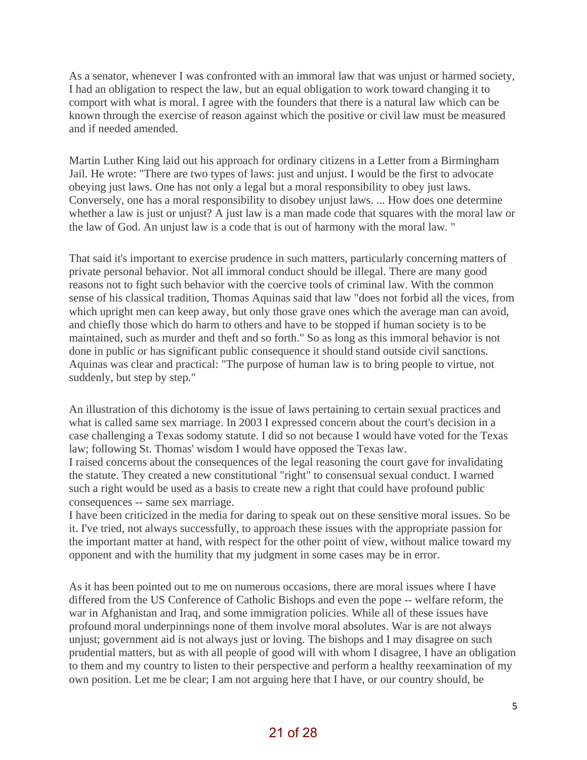As a senator, whenever I was confronted with an immoral law that was unjust or harmed society, I had an obligation to respect the law, but an equal obligation to work toward changing it to comport with what is moral. I agree with the founders that there is a natural law which can be known through the exercise of reason against which the positive or civil law must be measured and if needed amended.

Martin Luther King laid out his approach for ordinary citizens in a Letter from a Birmingham Jail. He wrote: "There are two types of laws: just and unjust. I would be the first to advocate obeying just laws. One has not only a legal but a moral responsibility to obey just laws. Conversely, one has a moral responsibility to disobey unjust laws. ... How does one determine whether a law is just or unjust? A just law is a man made code that squares with the moral law or the law of God. An unjust law is a code that is out of harmony with the moral law. "

That said it's important to exercise prudence in such matters, particularly concerning matters of private personal behavior. Not all immoral conduct should be illegal. There are many good reasons not to fight such behavior with the coercive tools of criminal law. With the common sense of his classical tradition, Thomas Aquinas said that law "does not forbid all the vices, from which upright men can keep away, but only those grave ones which the average man can avoid, and chiefly those which do harm to others and have to be stopped if human society is to be maintained, such as murder and theft and so forth." So as long as this immoral behavior is not done in public or has significant public consequence it should stand outside civil sanctions. Aquinas was clear and practical: "The purpose of human law is to bring people to virtue, not suddenly, but step by step."

An illustration of this dichotomy is the issue of laws pertaining to certain sexual practices and what is called same sex marriage. In 2003 I expressed concern about the court's decision in a case challenging a Texas sodomy statute. I did so not because I would have voted for the Texas law; following St. Thomas' wisdom I would have opposed the Texas law.
I raised concerns about the consequences of the legal reasoning the court gave for invalidating the statute. They created a new constitutional "right" to consensual sexual conduct. I warned such a right would be used as a basis to create new a right that could have profound public consequences -- same sex marriage.
I have been criticized in the media for daring to speak out on these sensitive moral issues. So be it. I've tried, not always successfully, to approach these issues with the appropriate passion for the important matter at hand, with respect for the other point of view, without malice toward my opponent and with the humility that my judgment in some cases may be in error.

As it has been pointed out to me on numerous occasions, there are moral issues where I have differed from the US Conference of Catholic Bishops and even the pope -- welfare reform, the war in Afghanistan and Iraq, and some immigration policies. While all of these issues have profound moral underpinnings none of them involve moral absolutes. War is are not always unjust; government aid is not always just or loving. The bishops and I may disagree on such prudential matters, but as with all people of good will with whom I disagree, I have an obligation to them and my country to listen to their perspective and perform a healthy reexamination of my own position. Let me be clear; I am not arguing here that I have, or our country should, be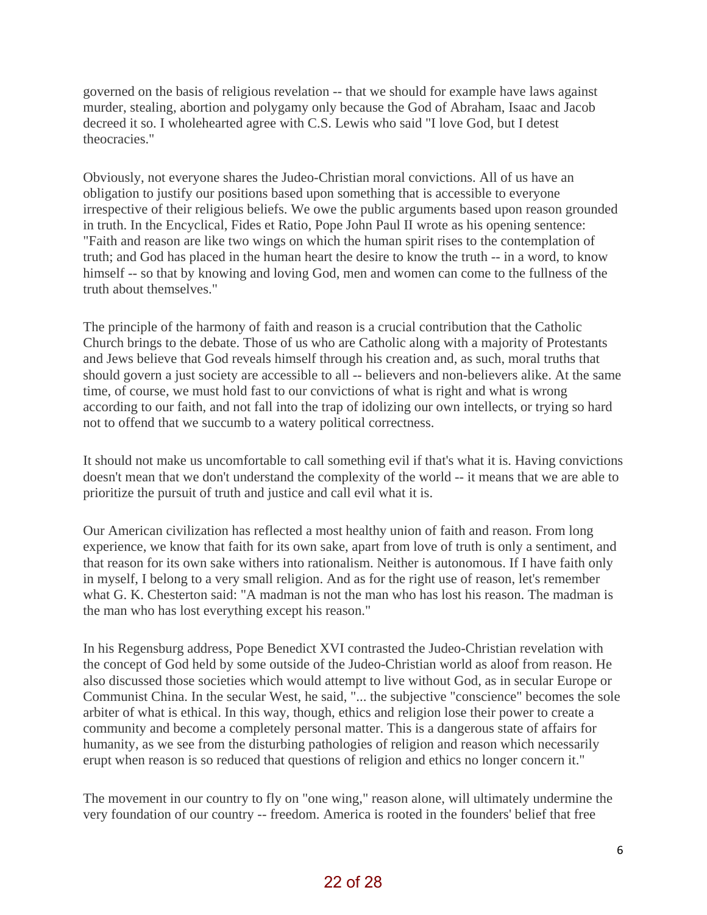governed on the basis of religious revelation -- that we should for example have laws against murder, stealing, abortion and polygamy only because the God of Abraham, Isaac and Jacob decreed it so. I wholehearted agree with C.S. Lewis who said "I love God, but I detest theocracies."

Obviously, not everyone shares the Judeo-Christian moral convictions. All of us have an obligation to justify our positions based upon something that is accessible to everyone irrespective of their religious beliefs. We owe the public arguments based upon reason grounded in truth. In the Encyclical, Fides et Ratio, Pope John Paul II wrote as his opening sentence: "Faith and reason are like two wings on which the human spirit rises to the contemplation of truth; and God has placed in the human heart the desire to know the truth -- in a word, to know himself -- so that by knowing and loving God, men and women can come to the fullness of the truth about themselves."

The principle of the harmony of faith and reason is a crucial contribution that the Catholic Church brings to the debate. Those of us who are Catholic along with a majority of Protestants and Jews believe that God reveals himself through his creation and, as such, moral truths that should govern a just society are accessible to all -- believers and non-believers alike. At the same time, of course, we must hold fast to our convictions of what is right and what is wrong according to our faith, and not fall into the trap of idolizing our own intellects, or trying so hard not to offend that we succumb to a watery political correctness.

It should not make us uncomfortable to call something evil if that's what it is. Having convictions doesn't mean that we don't understand the complexity of the world -- it means that we are able to prioritize the pursuit of truth and justice and call evil what it is.

Our American civilization has reflected a most healthy union of faith and reason. From long experience, we know that faith for its own sake, apart from love of truth is only a sentiment, and that reason for its own sake withers into rationalism. Neither is autonomous. If I have faith only in myself, I belong to a very small religion. And as for the right use of reason, let's remember what G. K. Chesterton said: "A madman is not the man who has lost his reason. The madman is the man who has lost everything except his reason."

In his Regensburg address, Pope Benedict XVI contrasted the Judeo-Christian revelation with the concept of God held by some outside of the Judeo-Christian world as aloof from reason. He also discussed those societies which would attempt to live without God, as in secular Europe or Communist China. In the secular West, he said, "... the subjective "conscience" becomes the sole arbiter of what is ethical. In this way, though, ethics and religion lose their power to create a community and become a completely personal matter. This is a dangerous state of affairs for humanity, as we see from the disturbing pathologies of religion and reason which necessarily erupt when reason is so reduced that questions of religion and ethics no longer concern it."

The movement in our country to fly on "one wing," reason alone, will ultimately undermine the very foundation of our country -- freedom. America is rooted in the founders' belief that free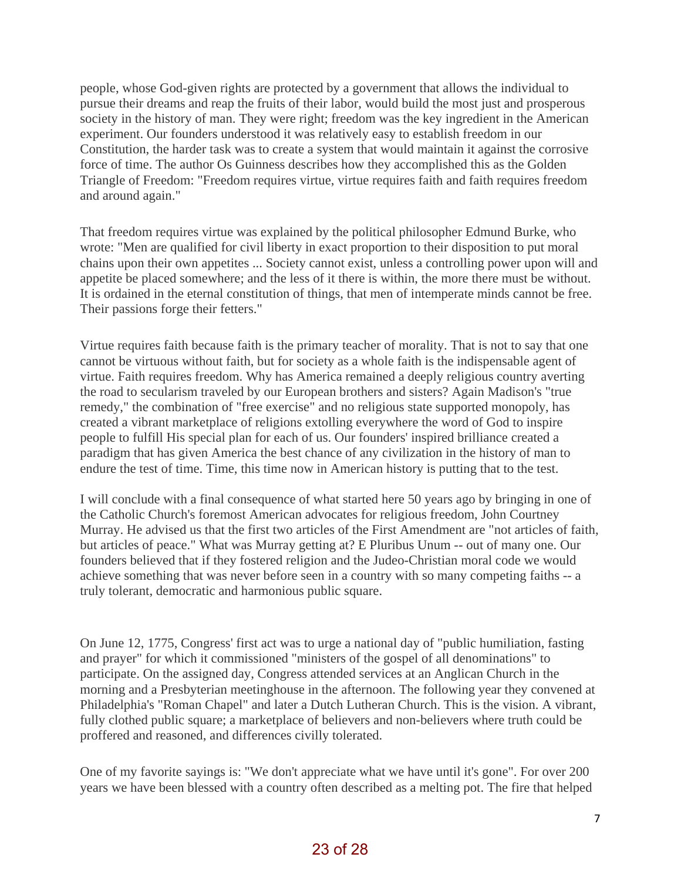people, whose God-given rights are protected by a government that allows the individual to pursue their dreams and reap the fruits of their labor, would build the most just and prosperous society in the history of man. They were right; freedom was the key ingredient in the American experiment. Our founders understood it was relatively easy to establish freedom in our Constitution, the harder task was to create a system that would maintain it against the corrosive force of time. The author Os Guinness describes how they accomplished this as the Golden Triangle of Freedom: "Freedom requires virtue, virtue requires faith and faith requires freedom and around again."

That freedom requires virtue was explained by the political philosopher Edmund Burke, who wrote: "Men are qualified for civil liberty in exact proportion to their disposition to put moral chains upon their own appetites ... Society cannot exist, unless a controlling power upon will and appetite be placed somewhere; and the less of it there is within, the more there must be without. It is ordained in the eternal constitution of things, that men of intemperate minds cannot be free. Their passions forge their fetters."

Virtue requires faith because faith is the primary teacher of morality. That is not to say that one cannot be virtuous without faith, but for society as a whole faith is the indispensable agent of virtue. Faith requires freedom. Why has America remained a deeply religious country averting the road to secularism traveled by our European brothers and sisters? Again Madison's "true remedy," the combination of "free exercise" and no religious state supported monopoly, has created a vibrant marketplace of religions extolling everywhere the word of God to inspire people to fulfill His special plan for each of us. Our founders' inspired brilliance created a paradigm that has given America the best chance of any civilization in the history of man to endure the test of time. Time, this time now in American history is putting that to the test.

I will conclude with a final consequence of what started here 50 years ago by bringing in one of the Catholic Church's foremost American advocates for religious freedom, John Courtney Murray. He advised us that the first two articles of the First Amendment are "not articles of faith, but articles of peace." What was Murray getting at? E Pluribus Unum -- out of many one. Our founders believed that if they fostered religion and the Judeo-Christian moral code we would achieve something that was never before seen in a country with so many competing faiths -- a truly tolerant, democratic and harmonious public square.

On June 12, 1775, Congress' first act was to urge a national day of "public humiliation, fasting and prayer" for which it commissioned "ministers of the gospel of all denominations" to participate. On the assigned day, Congress attended services at an Anglican Church in the morning and a Presbyterian meetinghouse in the afternoon. The following year they convened at Philadelphia's "Roman Chapel" and later a Dutch Lutheran Church. This is the vision. A vibrant, fully clothed public square; a marketplace of believers and non-believers where truth could be proffered and reasoned, and differences civilly tolerated.

One of my favorite sayings is: "We don't appreciate what we have until it's gone". For over 200 years we have been blessed with a country often described as a melting pot. The fire that helped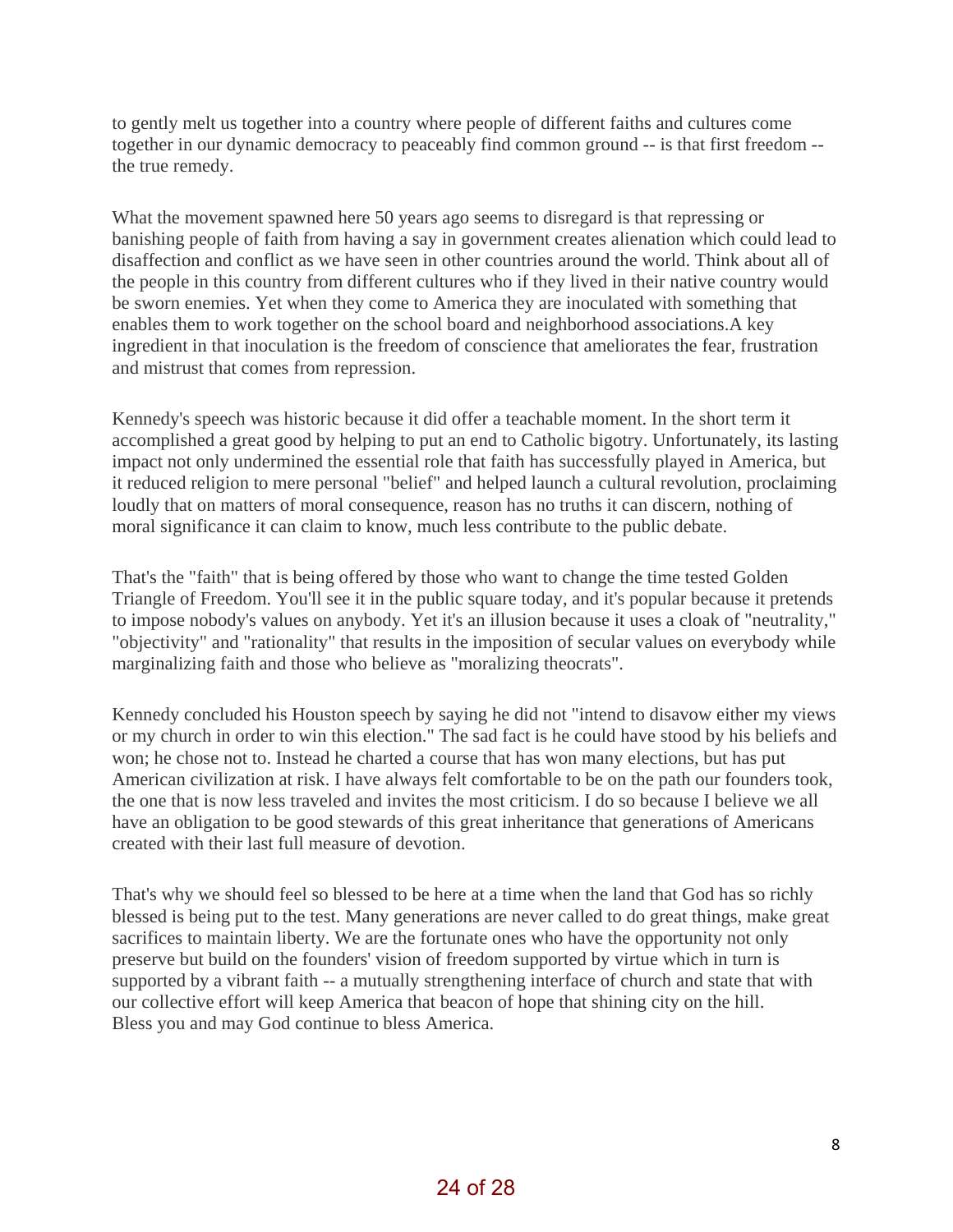to gently melt us together into a country where people of different faiths and cultures come together in our dynamic democracy to peaceably find common ground -- is that first freedom -- the true remedy.

What the movement spawned here 50 years ago seems to disregard is that repressing or banishing people of faith from having a say in government creates alienation which could lead to disaffection and conflict as we have seen in other countries around the world. Think about all of the people in this country from different cultures who if they lived in their native country would be sworn enemies. Yet when they come to America they are inoculated with something that enables them to work together on the school board and neighborhood associations.A key ingredient in that inoculation is the freedom of conscience that ameliorates the fear, frustration and mistrust that comes from repression.

Kennedy's speech was historic because it did offer a teachable moment. In the short term it accomplished a great good by helping to put an end to Catholic bigotry. Unfortunately, its lasting impact not only undermined the essential role that faith has successfully played in America, but it reduced religion to mere personal "belief" and helped launch a cultural revolution, proclaiming loudly that on matters of moral consequence, reason has no truths it can discern, nothing of moral significance it can claim to know, much less contribute to the public debate.

That's the "faith" that is being offered by those who want to change the time tested Golden Triangle of Freedom. You'll see it in the public square today, and it's popular because it pretends to impose nobody's values on anybody. Yet it's an illusion because it uses a cloak of "neutrality," "objectivity" and "rationality" that results in the imposition of secular values on everybody while marginalizing faith and those who believe as "moralizing theocrats".

Kennedy concluded his Houston speech by saying he did not "intend to disavow either my views or my church in order to win this election." The sad fact is he could have stood by his beliefs and won; he chose not to. Instead he charted a course that has won many elections, but has put American civilization at risk. I have always felt comfortable to be on the path our founders took, the one that is now less traveled and invites the most criticism. I do so because I believe we all have an obligation to be good stewards of this great inheritance that generations of Americans created with their last full measure of devotion.

That's why we should feel so blessed to be here at a time when the land that God has so richly blessed is being put to the test. Many generations are never called to do great things, make great sacrifices to maintain liberty. We are the fortunate ones who have the opportunity not only preserve but build on the founders' vision of freedom supported by virtue which in turn is supported by a vibrant faith -- a mutually strengthening interface of church and state that with our collective effort will keep America that beacon of hope that shining city on the hill.
Bless you and may God continue to bless America.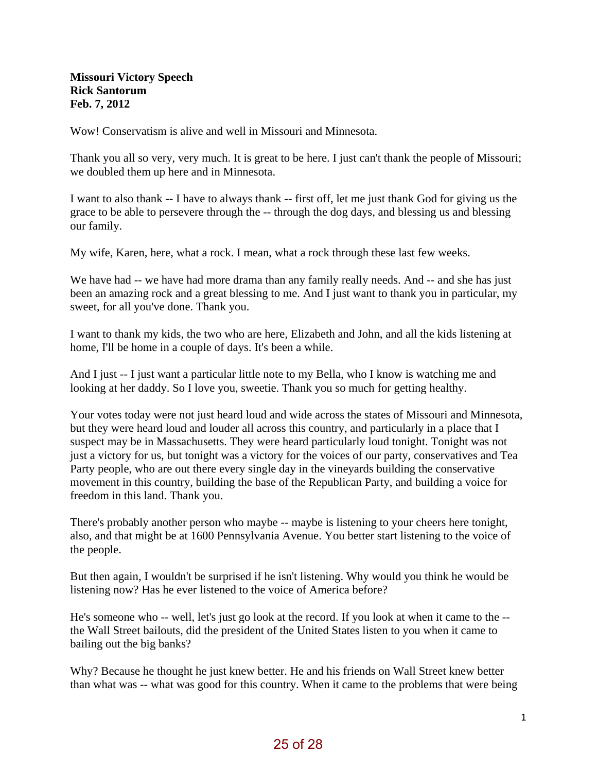**Missouri Victory Speech**
**Rick Santorum**
**Feb. 7, 2012**

Wow! Conservatism is alive and well in Missouri and Minnesota.

Thank you all so very, very much. It is great to be here. I just can't thank the people of Missouri; we doubled them up here and in Minnesota.

I want to also thank -- I have to always thank -- first off, let me just thank God for giving us the grace to be able to persevere through the -- through the dog days, and blessing us and blessing our family.

My wife, Karen, here, what a rock. I mean, what a rock through these last few weeks.

We have had -- we have had more drama than any family really needs. And -- and she has just been an amazing rock and a great blessing to me. And I just want to thank you in particular, my sweet, for all you've done. Thank you.

I want to thank my kids, the two who are here, Elizabeth and John, and all the kids listening at home, I'll be home in a couple of days. It's been a while.

And I just -- I just want a particular little note to my Bella, who I know is watching me and looking at her daddy. So I love you, sweetie. Thank you so much for getting healthy.

Your votes today were not just heard loud and wide across the states of Missouri and Minnesota, but they were heard loud and louder all across this country, and particularly in a place that I suspect may be in Massachusetts. They were heard particularly loud tonight. Tonight was not just a victory for us, but tonight was a victory for the voices of our party, conservatives and Tea Party people, who are out there every single day in the vineyards building the conservative movement in this country, building the base of the Republican Party, and building a voice for freedom in this land. Thank you.

There's probably another person who maybe -- maybe is listening to your cheers here tonight, also, and that might be at 1600 Pennsylvania Avenue. You better start listening to the voice of the people.

But then again, I wouldn't be surprised if he isn't listening. Why would you think he would be listening now? Has he ever listened to the voice of America before?

He's someone who -- well, let's just go look at the record. If you look at when it came to the -- the Wall Street bailouts, did the president of the United States listen to you when it came to bailing out the big banks?

Why? Because he thought he just knew better. He and his friends on Wall Street knew better than what was -- what was good for this country. When it came to the problems that were being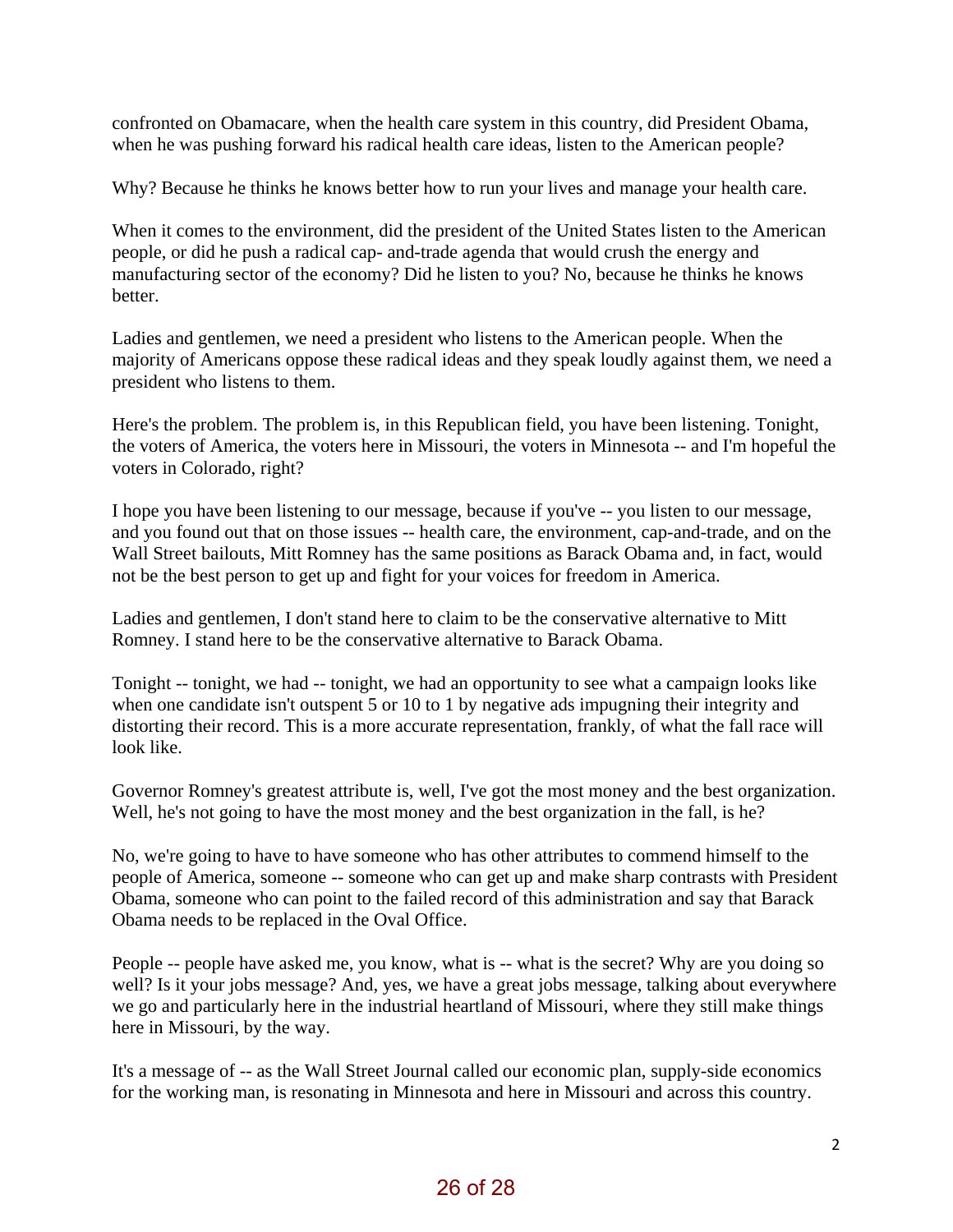confronted on Obamacare, when the health care system in this country, did President Obama, when he was pushing forward his radical health care ideas, listen to the American people?

Why? Because he thinks he knows better how to run your lives and manage your health care.

When it comes to the environment, did the president of the United States listen to the American people, or did he push a radical cap- and-trade agenda that would crush the energy and manufacturing sector of the economy? Did he listen to you? No, because he thinks he knows better.

Ladies and gentlemen, we need a president who listens to the American people. When the majority of Americans oppose these radical ideas and they speak loudly against them, we need a president who listens to them.

Here's the problem. The problem is, in this Republican field, you have been listening. Tonight, the voters of America, the voters here in Missouri, the voters in Minnesota -- and I'm hopeful the voters in Colorado, right?

I hope you have been listening to our message, because if you've -- you listen to our message, and you found out that on those issues -- health care, the environment, cap-and-trade, and on the Wall Street bailouts, Mitt Romney has the same positions as Barack Obama and, in fact, would not be the best person to get up and fight for your voices for freedom in America.

Ladies and gentlemen, I don't stand here to claim to be the conservative alternative to Mitt Romney. I stand here to be the conservative alternative to Barack Obama.

Tonight -- tonight, we had -- tonight, we had an opportunity to see what a campaign looks like when one candidate isn't outspent 5 or 10 to 1 by negative ads impugning their integrity and distorting their record. This is a more accurate representation, frankly, of what the fall race will look like.

Governor Romney's greatest attribute is, well, I've got the most money and the best organization. Well, he's not going to have the most money and the best organization in the fall, is he?

No, we're going to have to have someone who has other attributes to commend himself to the people of America, someone -- someone who can get up and make sharp contrasts with President Obama, someone who can point to the failed record of this administration and say that Barack Obama needs to be replaced in the Oval Office.

People -- people have asked me, you know, what is -- what is the secret? Why are you doing so well? Is it your jobs message? And, yes, we have a great jobs message, talking about everywhere we go and particularly here in the industrial heartland of Missouri, where they still make things here in Missouri, by the way.

It's a message of -- as the Wall Street Journal called our economic plan, supply-side economics for the working man, is resonating in Minnesota and here in Missouri and across this country.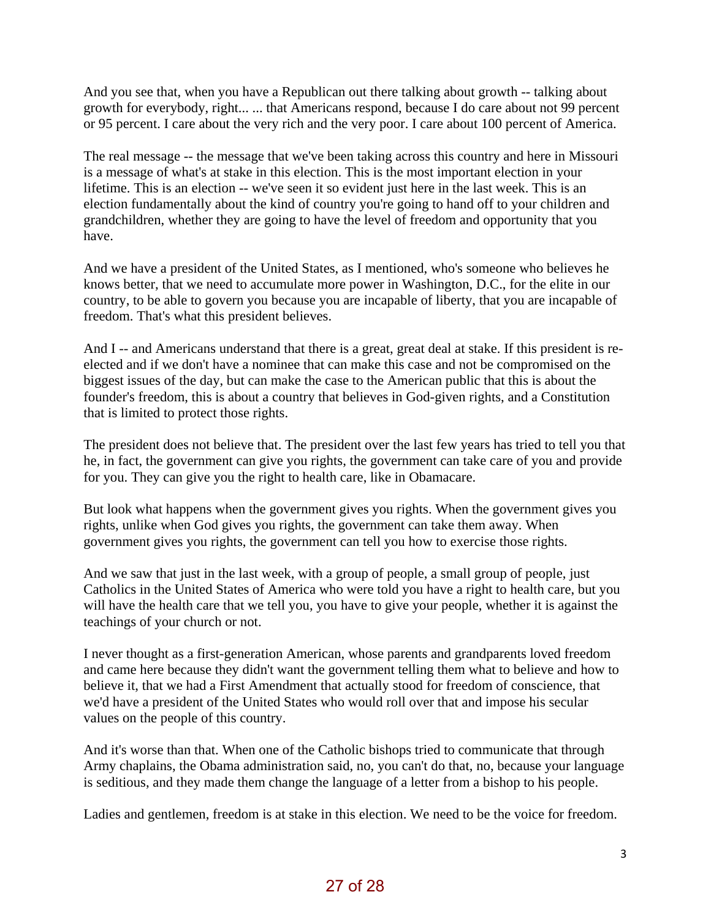And you see that, when you have a Republican out there talking about growth -- talking about growth for everybody, right... ... that Americans respond, because I do care about not 99 percent or 95 percent. I care about the very rich and the very poor. I care about 100 percent of America.

The real message -- the message that we've been taking across this country and here in Missouri is a message of what's at stake in this election. This is the most important election in your lifetime. This is an election -- we've seen it so evident just here in the last week. This is an election fundamentally about the kind of country you're going to hand off to your children and grandchildren, whether they are going to have the level of freedom and opportunity that you have.

And we have a president of the United States, as I mentioned, who's someone who believes he knows better, that we need to accumulate more power in Washington, D.C., for the elite in our country, to be able to govern you because you are incapable of liberty, that you are incapable of freedom. That's what this president believes.

And I -- and Americans understand that there is a great, great deal at stake. If this president is re-elected and if we don't have a nominee that can make this case and not be compromised on the biggest issues of the day, but can make the case to the American public that this is about the founder's freedom, this is about a country that believes in God-given rights, and a Constitution that is limited to protect those rights.

The president does not believe that. The president over the last few years has tried to tell you that he, in fact, the government can give you rights, the government can take care of you and provide for you. They can give you the right to health care, like in Obamacare.

But look what happens when the government gives you rights. When the government gives you rights, unlike when God gives you rights, the government can take them away. When government gives you rights, the government can tell you how to exercise those rights.

And we saw that just in the last week, with a group of people, a small group of people, just Catholics in the United States of America who were told you have a right to health care, but you will have the health care that we tell you, you have to give your people, whether it is against the teachings of your church or not.

I never thought as a first-generation American, whose parents and grandparents loved freedom and came here because they didn't want the government telling them what to believe and how to believe it, that we had a First Amendment that actually stood for freedom of conscience, that we'd have a president of the United States who would roll over that and impose his secular values on the people of this country.

And it's worse than that. When one of the Catholic bishops tried to communicate that through Army chaplains, the Obama administration said, no, you can't do that, no, because your language is seditious, and they made them change the language of a letter from a bishop to his people.

Ladies and gentlemen, freedom is at stake in this election. We need to be the voice for freedom.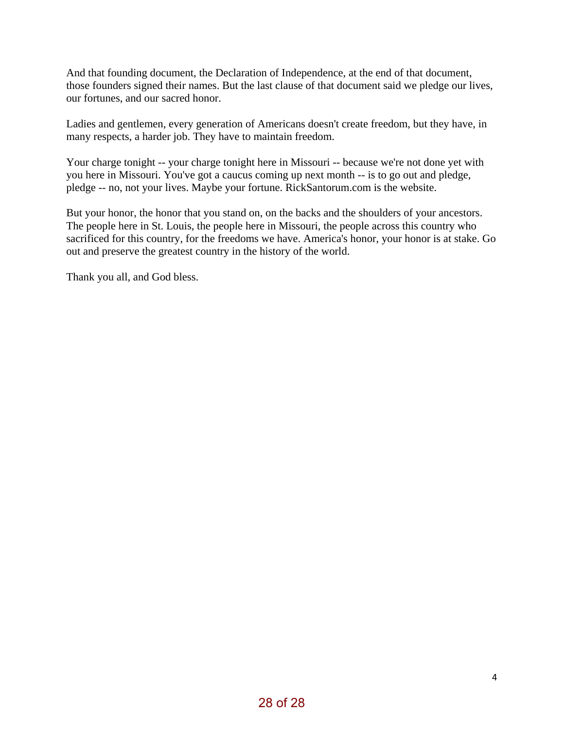And that founding document, the Declaration of Independence, at the end of that document, those founders signed their names. But the last clause of that document said we pledge our lives, our fortunes, and our sacred honor.

Ladies and gentlemen, every generation of Americans doesn't create freedom, but they have, in many respects, a harder job. They have to maintain freedom.

Your charge tonight -- your charge tonight here in Missouri -- because we're not done yet with you here in Missouri. You've got a caucus coming up next month -- is to go out and pledge, pledge -- no, not your lives. Maybe your fortune. RickSantorum.com is the website.

But your honor, the honor that you stand on, on the backs and the shoulders of your ancestors. The people here in St. Louis, the people here in Missouri, the people across this country who sacrificed for this country, for the freedoms we have. America's honor, your honor is at stake. Go out and preserve the greatest country in the history of the world.

Thank you all, and God bless.